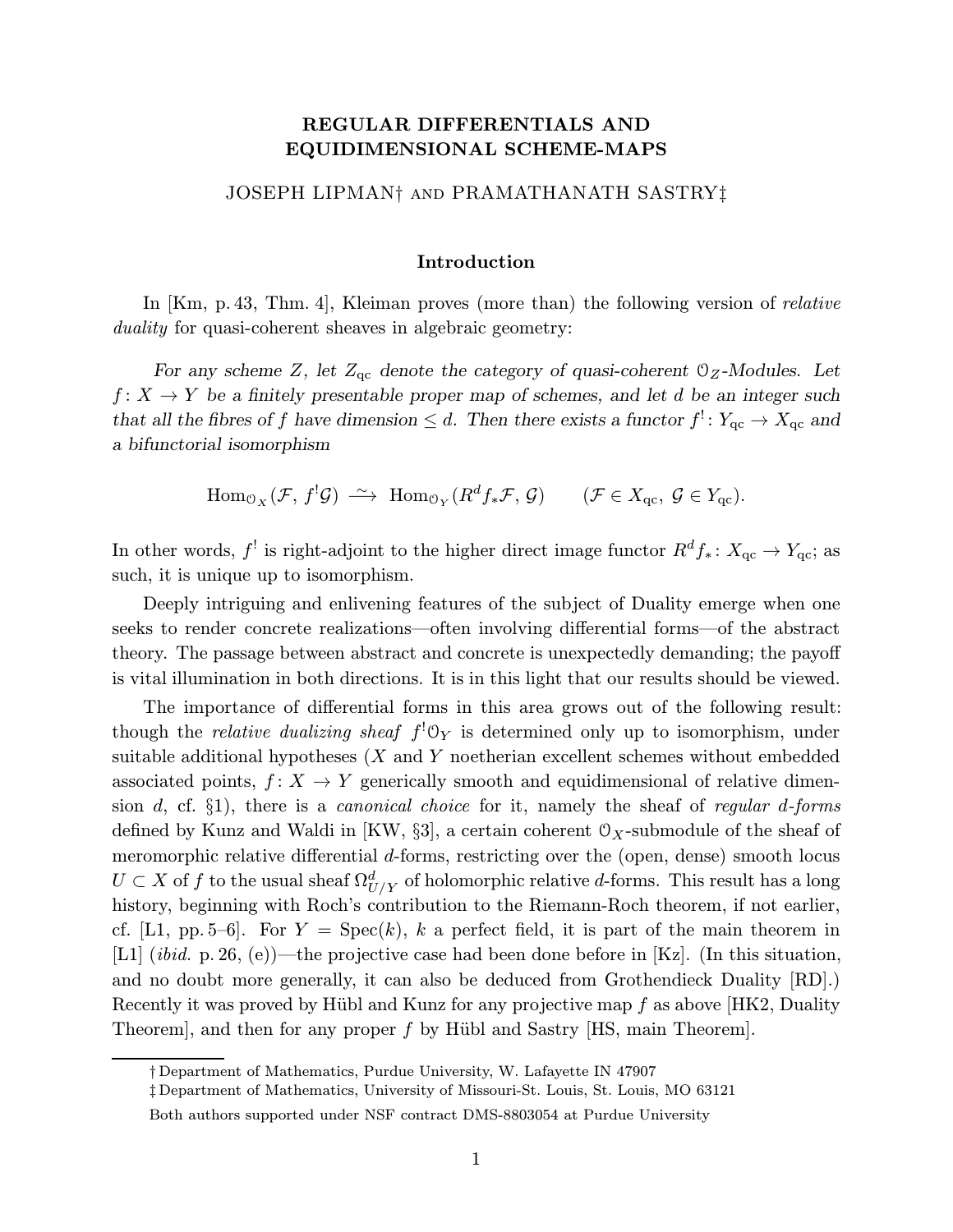# REGULAR DIFFERENTIALS AND EQUIDIMENSIONAL SCHEME-MAPS

JOSEPH LIPMAN† AND PRAMATHANATH SASTRY‡

## Introduction

In [Km, p. 43, Thm. 4], Kleiman proves (more than) the following version of *relative duality* for quasi-coherent sheaves in algebraic geometry:

*For any scheme $Z$, let $Z_{\mathrm{qc}}$ denote the category of quasi-coherent $\mathcal{O}_Z$-Modules. Let $f\colon X \to Y$ be a finitely presentable proper map of schemes, and let $d$ be an integer such that all the fibres of $f$ have dimension $\le d$. Then there exists a functor $f^!\colon Y_{\mathrm{qc}} \to X_{\mathrm{qc}}$ and a bifunctorial isomorphism*

$$\mathrm{Hom}_{\mathcal{O}_X}(\mathcal{F},\, f^!\mathcal{G}) \;\xrightarrow{\;\sim\;}\; \mathrm{Hom}_{\mathcal{O}_Y}(R^d f_*\mathcal{F},\, \mathcal{G}) \qquad (\mathcal{F} \in X_{\mathrm{qc}},\ \mathcal{G} \in Y_{\mathrm{qc}}).$$

In other words, $f^!$ is right-adjoint to the higher direct image functor $R^d f_*\colon X_{\mathrm{qc}} \to Y_{\mathrm{qc}}$; as such, it is unique up to isomorphism.

Deeply intriguing and enlivening features of the subject of Duality emerge when one seeks to render concrete realizations—often involving differential forms—of the abstract theory. The passage between abstract and concrete is unexpectedly demanding; the payoff is vital illumination in both directions. It is in this light that our results should be viewed.

The importance of differential forms in this area grows out of the following result: though the *relative dualizing sheaf* $f^!\mathcal{O}_Y$ is determined only up to isomorphism, under suitable additional hypotheses ($X$ and $Y$ noetherian excellent schemes without embedded associated points, $f\colon X \to Y$ generically smooth and equidimensional of relative dimension $d$, cf. §1), there is a *canonical choice* for it, namely the sheaf of *regular $d$-forms* defined by Kunz and Waldi in [KW, §3], a certain coherent $\mathcal{O}_X$-submodule of the sheaf of meromorphic relative differential $d$-forms, restricting over the (open, dense) smooth locus $U \subset X$ of $f$ to the usual sheaf $\Omega^d_{U/Y}$ of holomorphic relative $d$-forms. This result has a long history, beginning with Roch's contribution to the Riemann-Roch theorem, if not earlier, cf. [L1, pp. 5–6]. For $Y = \mathrm{Spec}(k)$, $k$ a perfect field, it is part of the main theorem in [L1] (*ibid.* p. 26, (e))—the projective case had been done before in [Kz]. (In this situation, and no doubt more generally, it can also be deduced from Grothendieck Duality [RD].) Recently it was proved by Hübl and Kunz for any projective map $f$ as above [HK2, Duality Theorem], and then for any proper $f$ by Hübl and Sastry [HS, main Theorem].

---

† Department of Mathematics, Purdue University, W. Lafayette IN 47907

‡ Department of Mathematics, University of Missouri-St. Louis, St. Louis, MO 63121

Both authors supported under NSF contract DMS-8803054 at Purdue University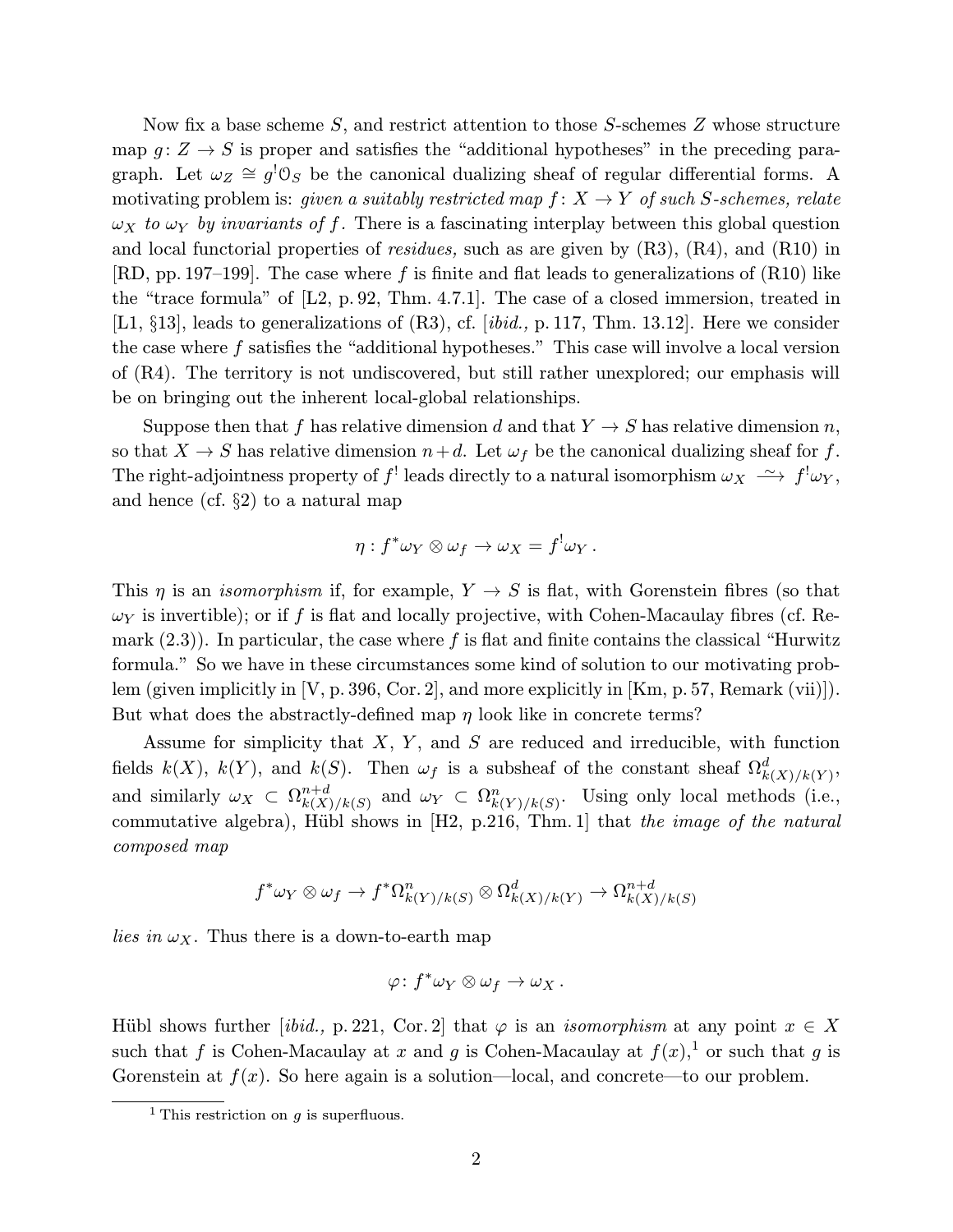Now fix a base scheme $S$, and restrict attention to those $S$-schemes $Z$ whose structure map $g\colon Z \to S$ is proper and satisfies the "additional hypotheses" in the preceding paragraph. Let $\omega_Z \cong g^!\mathcal{O}_S$ be the canonical dualizing sheaf of regular differential forms. A motivating problem is: *given a suitably restricted map $f\colon X \to Y$ of such $S$-schemes, relate $\omega_X$ to $\omega_Y$ by invariants of $f$.* There is a fascinating interplay between this global question and local functorial properties of *residues,* such as are given by (R3), (R4), and (R10) in [RD, pp. 197–199]. The case where $f$ is finite and flat leads to generalizations of (R10) like the "trace formula" of [L2, p. 92, Thm. 4.7.1]. The case of a closed immersion, treated in [L1, §13], leads to generalizations of (R3), cf. [*ibid.,* p. 117, Thm. 13.12]. Here we consider the case where $f$ satisfies the "additional hypotheses." This case will involve a local version of (R4). The territory is not undiscovered, but still rather unexplored; our emphasis will be on bringing out the inherent local-global relationships.

Suppose then that $f$ has relative dimension $d$ and that $Y \to S$ has relative dimension $n$, so that $X \to S$ has relative dimension $n+d$. Let $\omega_f$ be the canonical dualizing sheaf for $f$. The right-adjointness property of $f^!$ leads directly to a natural isomorphism $\omega_X \xrightarrow{\sim} f^!\omega_Y$, and hence (cf. §2) to a natural map

$$\eta : f^*\omega_Y \otimes \omega_f \to \omega_X = f^!\omega_Y\,.$$

This $\eta$ is an *isomorphism* if, for example, $Y \to S$ is flat, with Gorenstein fibres (so that $\omega_Y$ is invertible); or if $f$ is flat and locally projective, with Cohen-Macaulay fibres (cf. Remark (2.3)). In particular, the case where $f$ is flat and finite contains the classical "Hurwitz formula." So we have in these circumstances some kind of solution to our motivating problem (given implicitly in [V, p. 396, Cor. 2], and more explicitly in [Km, p. 57, Remark (vii)]). But what does the abstractly-defined map $\eta$ look like in concrete terms?

Assume for simplicity that $X$, $Y$, and $S$ are reduced and irreducible, with function fields $k(X)$, $k(Y)$, and $k(S)$. Then $\omega_f$ is a subsheaf of the constant sheaf $\Omega^d_{k(X)/k(Y)}$, and similarly $\omega_X \subset \Omega^{n+d}_{k(X)/k(S)}$ and $\omega_Y \subset \Omega^n_{k(Y)/k(S)}$. Using only local methods (i.e., commutative algebra), Hübl shows in [H2, p.216, Thm. 1] that *the image of the natural composed map*

$$f^*\omega_Y \otimes \omega_f \to f^*\Omega^n_{k(Y)/k(S)} \otimes \Omega^d_{k(X)/k(Y)} \to \Omega^{n+d}_{k(X)/k(S)}$$

*lies in $\omega_X$.* Thus there is a down-to-earth map

$$\varphi\colon f^*\omega_Y \otimes \omega_f \to \omega_X\,.$$

Hübl shows further [*ibid.,* p. 221, Cor. 2] that $\varphi$ is an *isomorphism* at any point $x \in X$ such that $f$ is Cohen-Macaulay at $x$ and $g$ is Cohen-Macaulay at $f(x)$,[1] or such that $g$ is Gorenstein at $f(x)$. So here again is a solution—local, and concrete—to our problem.

[1] This restriction on $g$ is superfluous.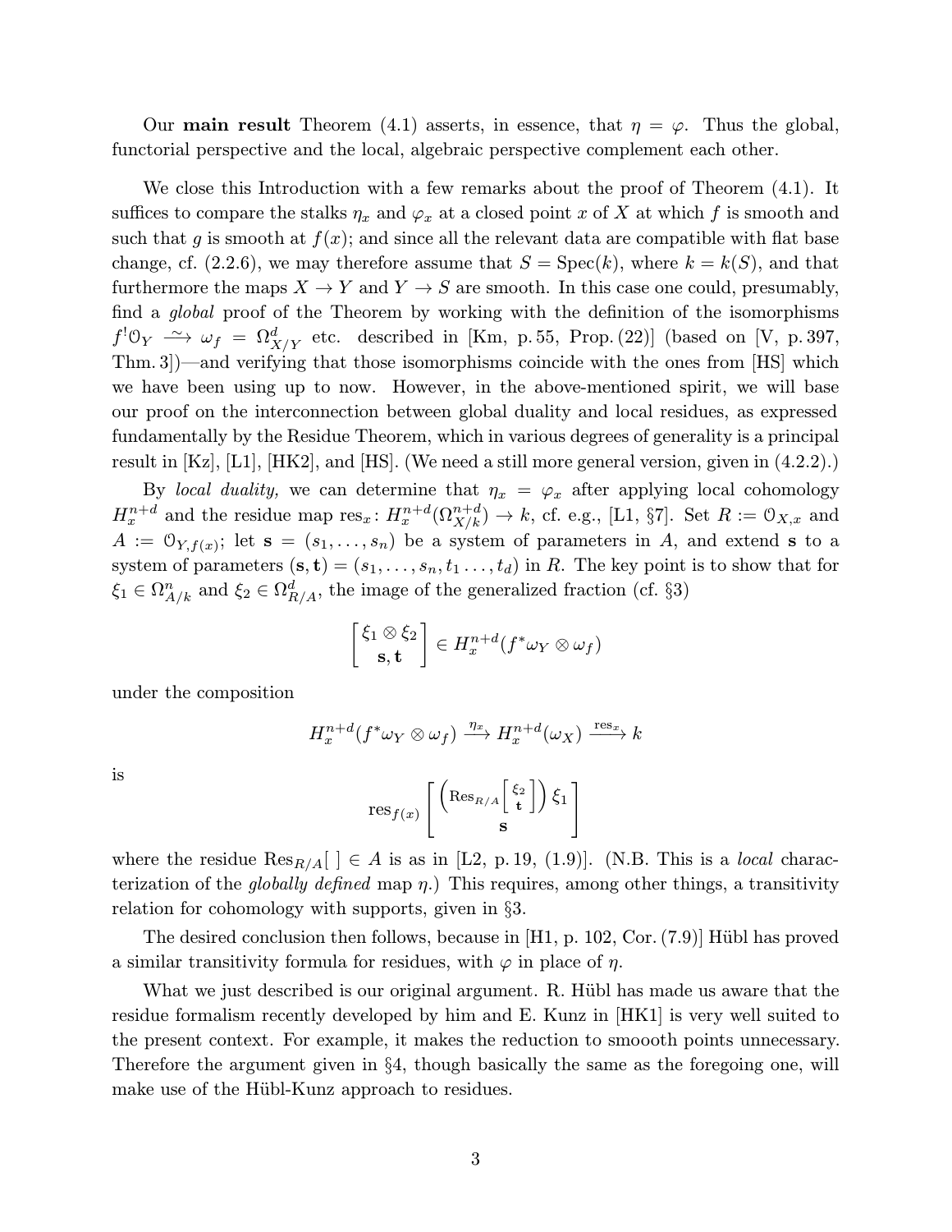Our **main result** Theorem (4.1) asserts, in essence, that $\eta = \varphi$. Thus the global, functorial perspective and the local, algebraic perspective complement each other.

We close this Introduction with a few remarks about the proof of Theorem (4.1). It suffices to compare the stalks $\eta_x$ and $\varphi_x$ at a closed point $x$ of $X$ at which $f$ is smooth and such that $g$ is smooth at $f(x)$; and since all the relevant data are compatible with flat base change, cf. (2.2.6), we may therefore assume that $S = \mathrm{Spec}(k)$, where $k = k(S)$, and that furthermore the maps $X \to Y$ and $Y \to S$ are smooth. In this case one could, presumably, find a *global* proof of the Theorem by working with the definition of the isomorphisms $f^!\mathcal{O}_Y \xrightarrow{\sim} \omega_f = \Omega^d_{X/Y}$ etc. described in [Km, p. 55, Prop. (22)] (based on [V, p. 397, Thm. 3])—and verifying that those isomorphisms coincide with the ones from [HS] which we have been using up to now. However, in the above-mentioned spirit, we will base our proof on the interconnection between global duality and local residues, as expressed fundamentally by the Residue Theorem, which in various degrees of generality is a principal result in [Kz], [L1], [HK2], and [HS]. (We need a still more general version, given in (4.2.2).)

By *local duality,* we can determine that $\eta_x = \varphi_x$ after applying local cohomology $H^{n+d}_x$ and the residue map $\mathrm{res}_x \colon H^{n+d}_x(\Omega^{n+d}_{X/k}) \to k$, cf. e.g., [L1, §7]. Set $R := \mathcal{O}_{X,x}$ and $A := \mathcal{O}_{Y,f(x)}$; let $\mathbf{s} = (s_1, \dots, s_n)$ be a system of parameters in $A$, and extend $\mathbf{s}$ to a system of parameters $(\mathbf{s}, \mathbf{t}) = (s_1, \dots, s_n, t_1 \dots, t_d)$ in $R$. The key point is to show that for $\xi_1 \in \Omega^n_{A/k}$ and $\xi_2 \in \Omega^d_{R/A}$, the image of the generalized fraction (cf. §3)

$$\begin{bmatrix} \xi_1 \otimes \xi_2 \\ \mathbf{s}, \mathbf{t} \end{bmatrix} \in H^{n+d}_x(f^*\omega_Y \otimes \omega_f)$$

under the composition

$$H^{n+d}_x(f^*\omega_Y \otimes \omega_f) \xrightarrow{\eta_x} H^{n+d}_x(\omega_X) \xrightarrow{\mathrm{res}_x} k$$

is

$$\mathrm{res}_{f(x)} \begin{bmatrix} \left(\mathrm{Res}_{R/A} \begin{bmatrix} \xi_2 \\ \mathbf{t} \end{bmatrix}\right) \xi_1 \\ \mathbf{s} \end{bmatrix}$$

where the residue $\mathrm{Res}_{R/A}[\ ] \in A$ is as in [L2, p. 19, (1.9)]. (N.B. This is a *local* characterization of the *globally defined* map $\eta$.) This requires, among other things, a transitivity relation for cohomology with supports, given in §3.

The desired conclusion then follows, because in [H1, p. 102, Cor. (7.9)] Hübl has proved a similar transitivity formula for residues, with $\varphi$ in place of $\eta$.

What we just described is our original argument. R. Hübl has made us aware that the residue formalism recently developed by him and E. Kunz in [HK1] is very well suited to the present context. For example, it makes the reduction to smoooth points unnecessary. Therefore the argument given in §4, though basically the same as the foregoing one, will make use of the Hübl-Kunz approach to residues.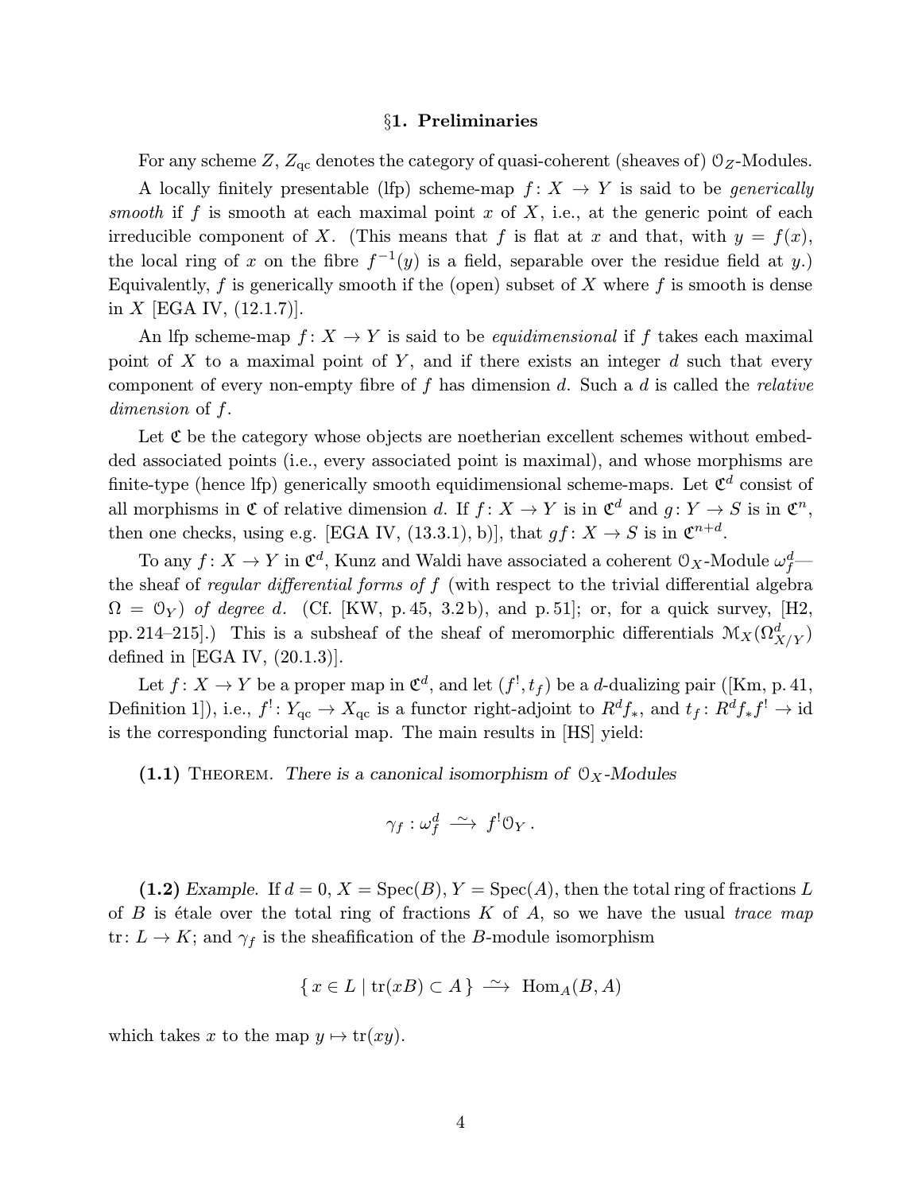## §1. Preliminaries

For any scheme $Z$, $Z_{\mathrm{qc}}$ denotes the category of quasi-coherent (sheaves of) $\mathcal{O}_Z$-Modules.

A locally finitely presentable (lfp) scheme-map $f\colon X \to Y$ is said to be *generically smooth* if $f$ is smooth at each maximal point $x$ of $X$, i.e., at the generic point of each irreducible component of $X$. (This means that $f$ is flat at $x$ and that, with $y = f(x)$, the local ring of $x$ on the fibre $f^{-1}(y)$ is a field, separable over the residue field at $y$.) Equivalently, $f$ is generically smooth if the (open) subset of $X$ where $f$ is smooth is dense in $X$ [EGA IV, (12.1.7)].

An lfp scheme-map $f\colon X \to Y$ is said to be *equidimensional* if $f$ takes each maximal point of $X$ to a maximal point of $Y$, and if there exists an integer $d$ such that every component of every non-empty fibre of $f$ has dimension $d$. Such a $d$ is called the *relative dimension* of $f$.

Let $\mathfrak{C}$ be the category whose objects are noetherian excellent schemes without embedded associated points (i.e., every associated point is maximal), and whose morphisms are finite-type (hence lfp) generically smooth equidimensional scheme-maps. Let $\mathfrak{C}^d$ consist of all morphisms in $\mathfrak{C}$ of relative dimension $d$. If $f\colon X \to Y$ is in $\mathfrak{C}^d$ and $g\colon Y \to S$ is in $\mathfrak{C}^n$, then one checks, using e.g. [EGA IV, (13.3.1), b)], that $gf\colon X \to S$ is in $\mathfrak{C}^{n+d}$.

To any $f\colon X \to Y$ in $\mathfrak{C}^d$, Kunz and Waldi have associated a coherent $\mathcal{O}_X$-Module $\omega_f^d$—the sheaf of *regular differential forms of* $f$ (with respect to the trivial differential algebra $\Omega = \mathcal{O}_Y$) *of degree* $d$. (Cf. [KW, p. 45, 3.2 b), and p. 51]; or, for a quick survey, [H2, pp. 214–215].) This is a subsheaf of the sheaf of meromorphic differentials $\mathcal{M}_X(\Omega^d_{X/Y})$ defined in [EGA IV, (20.1.3)].

Let $f\colon X \to Y$ be a proper map in $\mathfrak{C}^d$, and let $(f^!, t_f)$ be a $d$-dualizing pair ([Km, p. 41, Definition 1]), i.e., $f^!\colon Y_{\mathrm{qc}} \to X_{\mathrm{qc}}$ is a functor right-adjoint to $R^d f_*$, and $t_f\colon R^d f_* f^! \to \mathrm{id}$ is the corresponding functorial map. The main results in [HS] yield:

**(1.1)** THEOREM. *There is a canonical isomorphism of* $\mathcal{O}_X$*-Modules*

$$\gamma_f : \omega_f^d \xrightarrow{\ \sim\ } f^!\mathcal{O}_Y\,.$$

**(1.2)** *Example.* If $d = 0$, $X = \mathrm{Spec}(B)$, $Y = \mathrm{Spec}(A)$, then the total ring of fractions $L$ of $B$ is étale over the total ring of fractions $K$ of $A$, so we have the usual *trace map* $\mathrm{tr}\colon L \to K$; and $\gamma_f$ is the sheafification of the $B$-module isomorphism

$$\{\, x \in L \mid \mathrm{tr}(xB) \subset A \,\} \xrightarrow{\ \sim\ } \mathrm{Hom}_A(B, A)$$

which takes $x$ to the map $y \mapsto \mathrm{tr}(xy)$.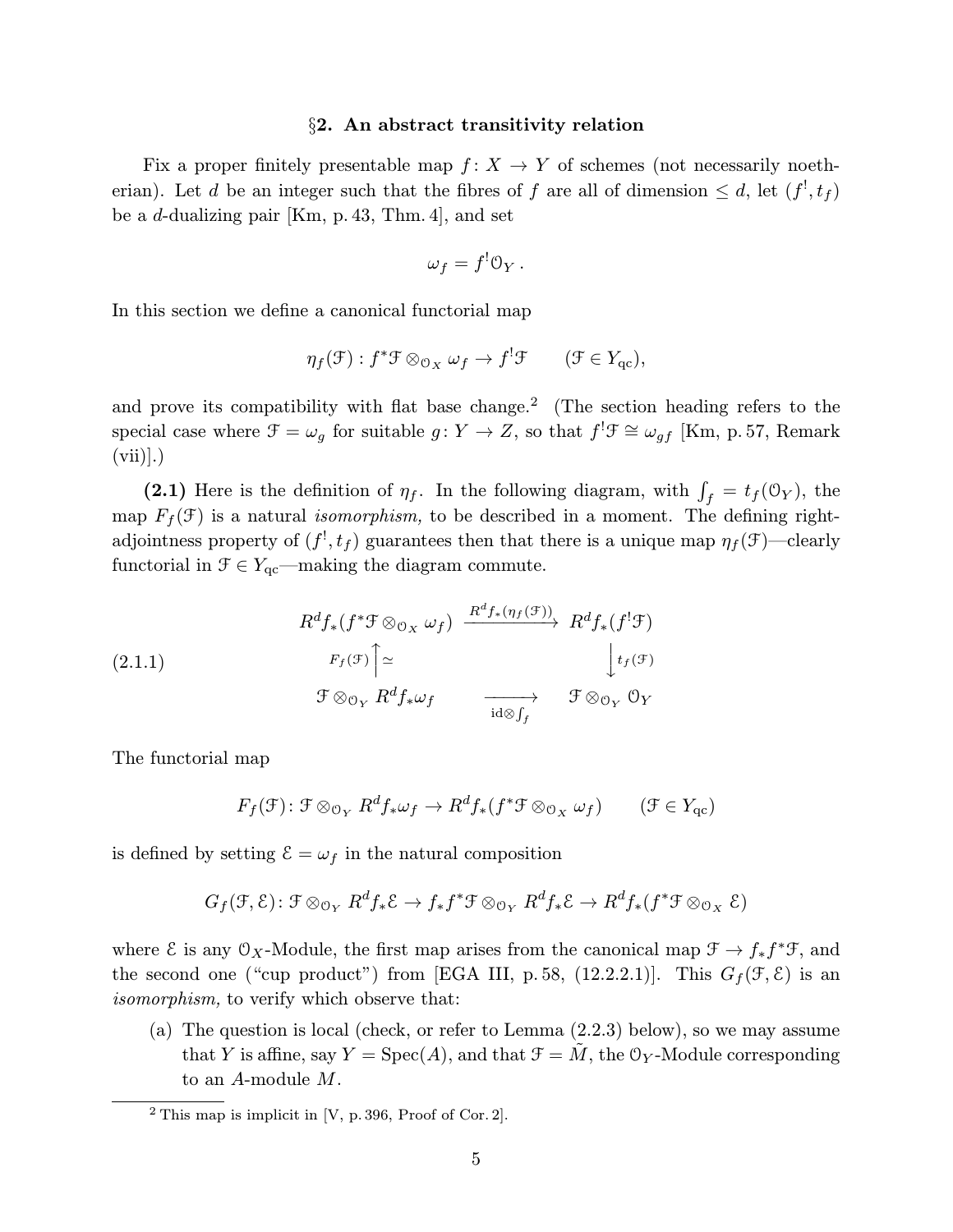## §2. An abstract transitivity relation

Fix a proper finitely presentable map $f\colon X \to Y$ of schemes (not necessarily noetherian). Let $d$ be an integer such that the fibres of $f$ are all of dimension $\le d$, let $(f^!, t_f)$ be a $d$-dualizing pair [Km, p. 43, Thm. 4], and set

$$\omega_f = f^!\mathcal{O}_Y\,.$$

In this section we define a canonical functorial map

$$\eta_f(\mathcal{F})\colon f^*\mathcal{F} \otimes_{\mathcal{O}_X} \omega_f \to f^!\mathcal{F} \qquad (\mathcal{F} \in Y_{\mathrm{qc}}),$$

and prove its compatibility with flat base change.[2] (The section heading refers to the special case where $\mathcal{F} = \omega_g$ for suitable $g\colon Y \to Z$, so that $f^!\mathcal{F} \cong \omega_{gf}$ [Km, p. 57, Remark (vii)].)

**(2.1)** Here is the definition of $\eta_f$. In the following diagram, with $\int_f = t_f(\mathcal{O}_Y)$, the map $F_f(\mathcal{F})$ is a natural *isomorphism,* to be described in a moment. The defining right-adjointness property of $(f^!, t_f)$ guarantees then that there is a unique map $\eta_f(\mathcal{F})$—clearly functorial in $\mathcal{F} \in Y_{\mathrm{qc}}$—making the diagram commute.

$$\text{(2.1.1)}\qquad \begin{array}{ccc} R^d f_*(f^*\mathcal{F} \otimes_{\mathcal{O}_X} \omega_f) & \xrightarrow{R^d f_*(\eta_f(\mathcal{F}))} & R^d f_*(f^!\mathcal{F}) \\ {\scriptstyle F_f(\mathcal{F})}\big\uparrow \simeq & & \big\downarrow {\scriptstyle t_f(\mathcal{F})} \\ \mathcal{F} \otimes_{\mathcal{O}_Y} R^d f_*\omega_f & \xrightarrow[\mathrm{id}\otimes \int_f]{} & \mathcal{F} \otimes_{\mathcal{O}_Y} \mathcal{O}_Y \end{array}$$

The functorial map

$$F_f(\mathcal{F})\colon \mathcal{F} \otimes_{\mathcal{O}_Y} R^d f_*\omega_f \to R^d f_*(f^*\mathcal{F} \otimes_{\mathcal{O}_X} \omega_f) \qquad (\mathcal{F} \in Y_{\mathrm{qc}})$$

is defined by setting $\mathcal{E} = \omega_f$ in the natural composition

$$G_f(\mathcal{F}, \mathcal{E})\colon \mathcal{F} \otimes_{\mathcal{O}_Y} R^d f_*\mathcal{E} \to f_*f^*\mathcal{F} \otimes_{\mathcal{O}_Y} R^d f_*\mathcal{E} \to R^d f_*(f^*\mathcal{F} \otimes_{\mathcal{O}_X} \mathcal{E})$$

where $\mathcal{E}$ is any $\mathcal{O}_X$-Module, the first map arises from the canonical map $\mathcal{F} \to f_*f^*\mathcal{F}$, and the second one ("cup product") from [EGA III, p. 58, (12.2.2.1)]. This $G_f(\mathcal{F}, \mathcal{E})$ is an *isomorphism,* to verify which observe that:

(a) The question is local (check, or refer to Lemma (2.2.3) below), so we may assume that $Y$ is affine, say $Y = \mathrm{Spec}(A)$, and that $\mathcal{F} = \tilde{M}$, the $\mathcal{O}_Y$-Module corresponding to an $A$-module $M$.

[2] This map is implicit in [V, p. 396, Proof of Cor. 2].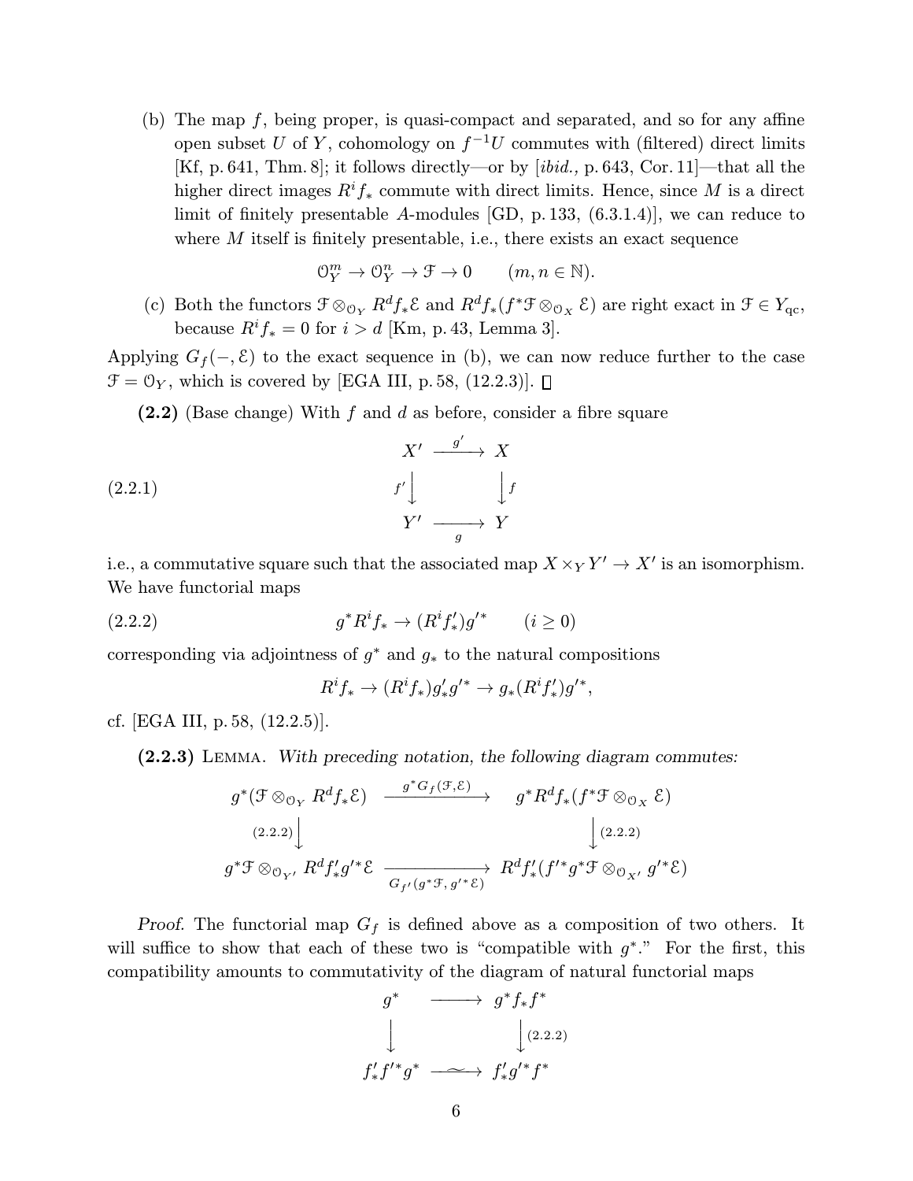(b) The map $f$, being proper, is quasi-compact and separated, and so for any affine open subset $U$ of $Y$, cohomology on $f^{-1}U$ commutes with (filtered) direct limits [Kf, p. 641, Thm. 8]; it follows directly—or by [*ibid.,* p. 643, Cor. 11]—that all the higher direct images $R^if_*$ commute with direct limits. Hence, since $M$ is a direct limit of finitely presentable $A$-modules [GD, p. 133, (6.3.1.4)], we can reduce to where $M$ itself is finitely presentable, i.e., there exists an exact sequence

$$\mathcal{O}_Y^m \to \mathcal{O}_Y^n \to \mathcal{F} \to 0 \qquad (m, n \in \mathbb{N}).$$

(c) Both the functors $\mathcal{F} \otimes_{\mathcal{O}_Y} R^d f_*\mathcal{E}$ and $R^d f_*(f^*\mathcal{F} \otimes_{\mathcal{O}_X} \mathcal{E})$ are right exact in $\mathcal{F} \in Y_{\text{qc}}$, because $R^if_* = 0$ for $i > d$ [Km, p. 43, Lemma 3].

Applying $G_f(-, \mathcal{E})$ to the exact sequence in (b), we can now reduce further to the case $\mathcal{F} = \mathcal{O}_Y$, which is covered by [EGA III, p. 58, (12.2.3)]. □

**(2.2)** (Base change) With $f$ and $d$ as before, consider a fibre square

$$\begin{array}{ccc} X' & \xrightarrow{\ g'\ } & X \\ {\scriptstyle f'}\big\downarrow & & \big\downarrow{\scriptstyle f} \\ Y' & \xrightarrow[\ g\ ]{} & Y \end{array} \tag{2.2.1}$$

i.e., a commutative square such that the associated map $X \times_Y Y' \to X'$ is an isomorphism. We have functorial maps

$$g^*R^if_* \to (R^if'_*)g'^* \qquad (i \geq 0) \tag{2.2.2}$$

corresponding via adjointness of $g^*$ and $g_*$ to the natural compositions

$$R^if_* \to (R^if_*)g'_*g'^* \to g_*(R^if'_*)g'^*,$$

cf. [EGA III, p. 58, (12.2.5)].

**(2.2.3)** Lemma. *With preceding notation, the following diagram commutes:*

$$\begin{array}{ccc} g^*(\mathcal{F} \otimes_{\mathcal{O}_Y} R^d f_*\mathcal{E}) & \xrightarrow{\ g^*G_f(\mathcal{F},\mathcal{E})\ } & g^*R^df_*(f^*\mathcal{F} \otimes_{\mathcal{O}_X} \mathcal{E}) \\ {\scriptstyle (2.2.2)}\big\downarrow & & \big\downarrow{\scriptstyle (2.2.2)} \\ g^*\mathcal{F} \otimes_{\mathcal{O}_{Y'}} R^df'_*g'^*\mathcal{E} & \xrightarrow[\ G_{f'}(g^*\mathcal{F},\, g'^*\mathcal{E})\ ]{} & R^df'_*(f'^*g^*\mathcal{F} \otimes_{\mathcal{O}_{X'}} g'^*\mathcal{E}) \end{array}$$

*Proof.* The functorial map $G_f$ is defined above as a composition of two others. It will suffice to show that each of these two is "compatible with $g^*$." For the first, this compatibility amounts to commutativity of the diagram of natural functorial maps

$$\begin{array}{ccc} g^* & \longrightarrow & g^*f_*f^* \\ \big\downarrow & & \big\downarrow{\scriptstyle (2.2.2)} \\ f'_*f'^*g^* & \xrightarrow{\ \sim\ } & f'_*g'^*f^* \end{array}$$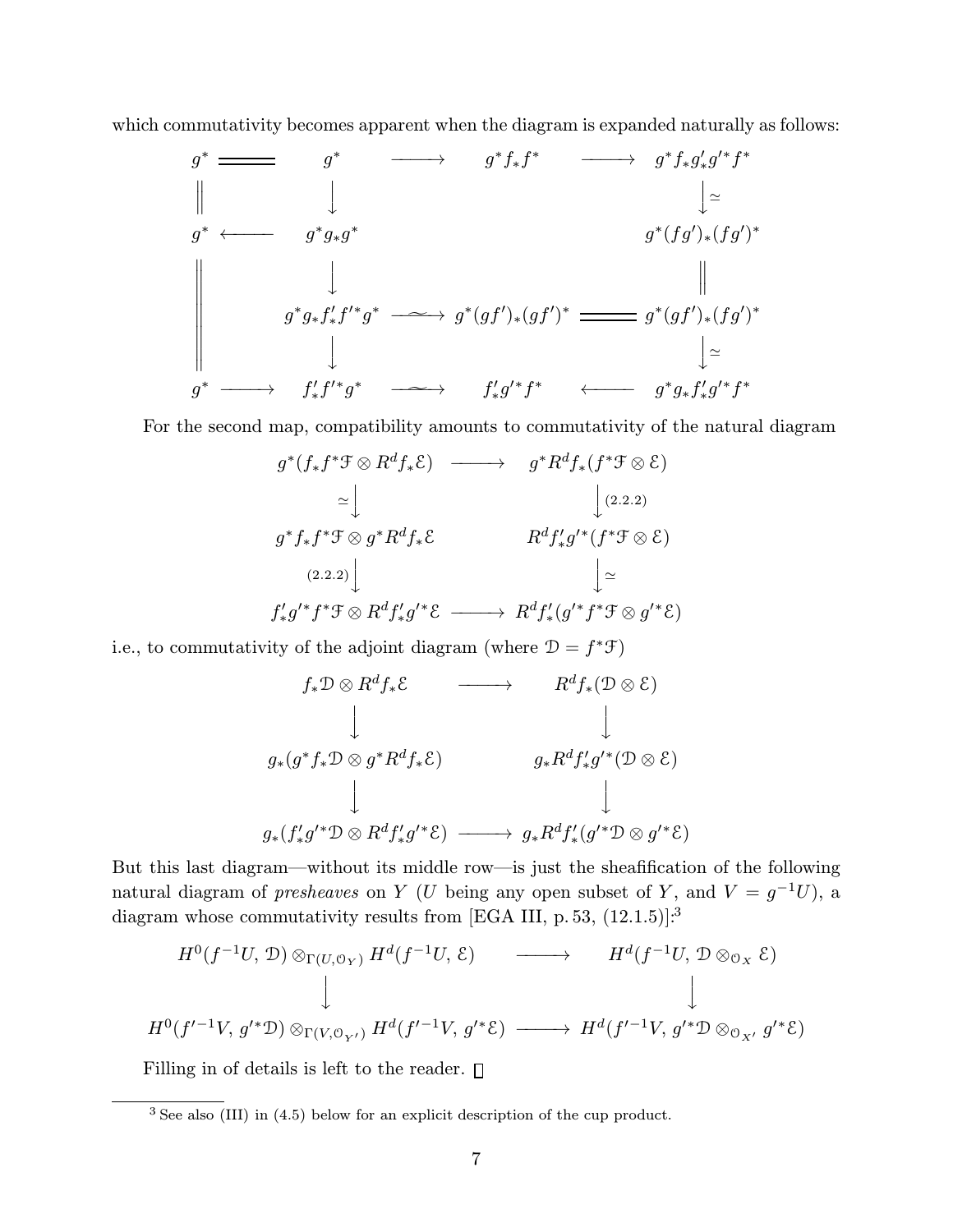which commutativity becomes apparent when the diagram is expanded naturally as follows:

$$
\begin{array}{ccccccc}
g^* & = & g^* & \longrightarrow & g^*f_*f^* & \longrightarrow & g^*f_*g'_*g'^*f^* \\
\| & & \downarrow & & & & \downarrow \simeq \\
g^* & \longleftarrow & g^*g_*g^* & & & & g^*(fg')_*(fg')^* \\
\| & & \downarrow & & & & \| \\
\| & & g^*g_*f'_*f'^*g^* & \xrightarrow{\ \sim\ } & g^*(gf')_*(gf')^* & = & g^*(gf')_*(fg')^* \\
\| & & \downarrow & & & & \downarrow \simeq \\
g^* & \longrightarrow & f'_*f'^*g^* & \xrightarrow{\ \sim\ } & f'_*g'^*f^* & \longleftarrow & g^*g_*f'_*g'^*f^*
\end{array}
$$

For the second map, compatibility amounts to commutativity of the natural diagram

$$
\begin{array}{ccc}
g^*(f_*f^*\mathcal{F} \otimes R^df_*\mathcal{E}) & \longrightarrow & g^*R^df_*(f^*\mathcal{F} \otimes \mathcal{E}) \\
\simeq \downarrow & & \downarrow (2.2.2) \\
g^*f_*f^*\mathcal{F} \otimes g^*R^df_*\mathcal{E} & & R^df'_*g'^*(f^*\mathcal{F} \otimes \mathcal{E}) \\
(2.2.2) \downarrow & & \downarrow \simeq \\
f'_*g'^*f^*\mathcal{F} \otimes R^df'_*g'^*\mathcal{E} & \longrightarrow & R^df'_*(g'^*f^*\mathcal{F} \otimes g'^*\mathcal{E})
\end{array}
$$

i.e., to commutativity of the adjoint diagram (where $\mathcal{D} = f^*\mathcal{F}$)

$$
\begin{array}{ccc}
f_*\mathcal{D} \otimes R^df_*\mathcal{E} & \longrightarrow & R^df_*(\mathcal{D} \otimes \mathcal{E}) \\
\downarrow & & \downarrow \\
g_*(g^*f_*\mathcal{D} \otimes g^*R^df_*\mathcal{E}) & & g_*R^df'_*g'^*(\mathcal{D} \otimes \mathcal{E}) \\
\downarrow & & \downarrow \\
g_*(f'_*g'^*\mathcal{D} \otimes R^df'_*g'^*\mathcal{E}) & \longrightarrow & g_*R^df'_*(g'^*\mathcal{D} \otimes g'^*\mathcal{E})
\end{array}
$$

But this last diagram—without its middle row—is just the sheafification of the following natural diagram of *presheaves* on $Y$ ($U$ being any open subset of $Y$, and $V = g^{-1}U$), a diagram whose commutativity results from [EGA III, p. 53, (12.1.5)]:[3]

$$
\begin{array}{ccc}
H^0(f^{-1}U,\, \mathcal{D}) \otimes_{\Gamma(U,\mathcal{O}_Y)} H^d(f^{-1}U,\, \mathcal{E}) & \longrightarrow & H^d(f^{-1}U,\, \mathcal{D} \otimes_{\mathcal{O}_X} \mathcal{E}) \\
\downarrow & & \downarrow \\
H^0(f'^{-1}V,\, g'^*\mathcal{D}) \otimes_{\Gamma(V,\mathcal{O}_{Y'})} H^d(f'^{-1}V,\, g'^*\mathcal{E}) & \longrightarrow & H^d(f'^{-1}V,\, g'^*\mathcal{D} \otimes_{\mathcal{O}_{X'}} g'^*\mathcal{E})
\end{array}
$$

Filling in of details is left to the reader. □

---

[3] See also (III) in (4.5) below for an explicit description of the cup product.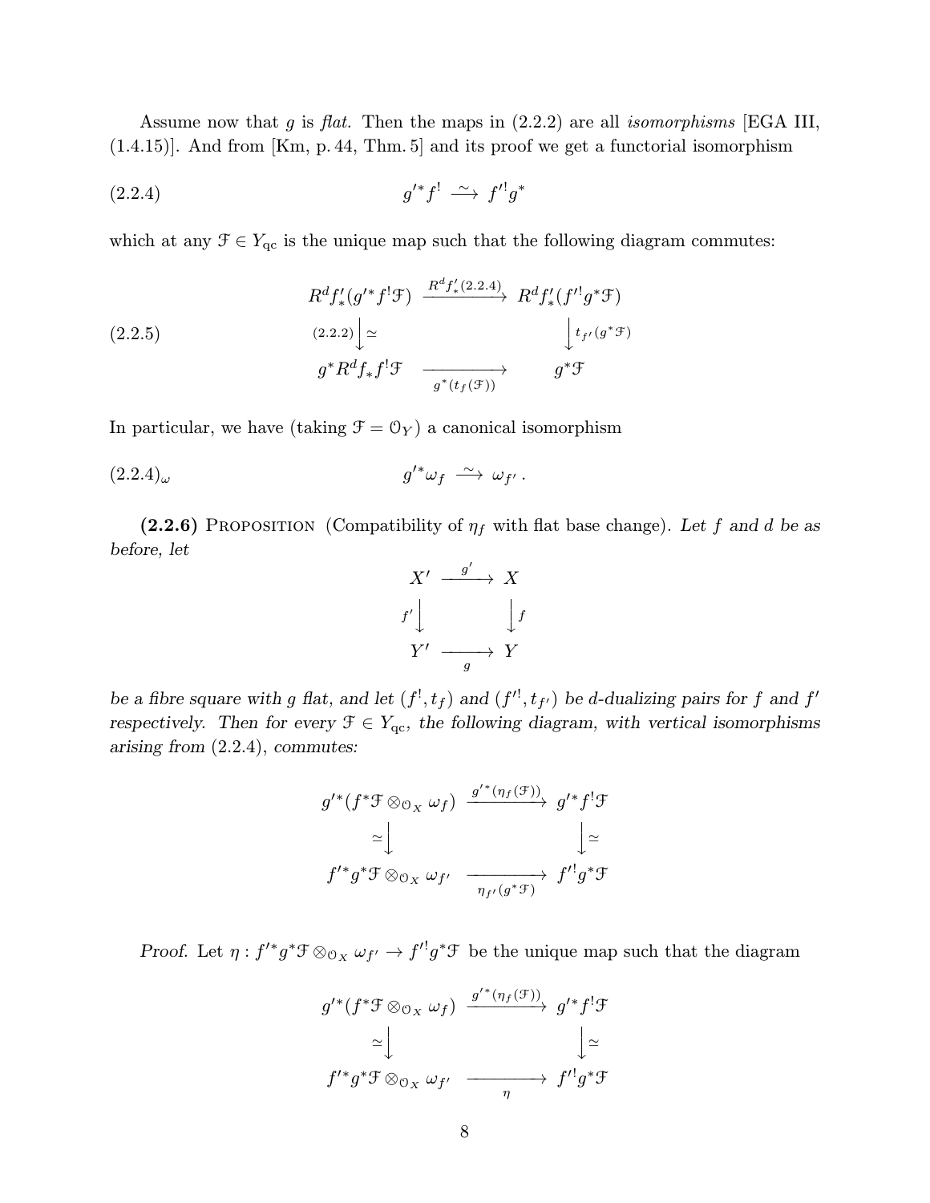Assume now that $g$ is *flat.* Then the maps in (2.2.2) are all *isomorphisms* [EGA III, (1.4.15)]. And from [Km, p. 44, Thm. 5] and its proof we get a functorial isomorphism

$$g'^*f^! \xrightarrow{\sim} f'^!g^* \tag{2.2.4}$$

which at any $\mathcal{F} \in Y_{\mathrm{qc}}$ is the unique map such that the following diagram commutes:

$$\begin{array}{ccc}
R^d f'_*(g'^*f^!\mathcal{F}) & \xrightarrow{R^d f'_*(2.2.4)} & R^d f'_*(f'^!g^*\mathcal{F}) \\
{\scriptstyle (2.2.2)}\Big\downarrow \simeq & & \Big\downarrow {\scriptstyle t_{f'}(g^*\mathcal{F})} \\
g^*R^d f_* f^!\mathcal{F} & \xrightarrow[g^*(t_f(\mathcal{F}))]{} & g^*\mathcal{F}
\end{array} \tag{2.2.5}$$

In particular, we have (taking $\mathcal{F} = \mathcal{O}_Y$) a canonical isomorphism

$$g'^*\omega_f \xrightarrow{\sim} \omega_{f'}\,. \tag{2.2.4$_\omega$}$$

**(2.2.6)** PROPOSITION (Compatibility of $\eta_f$ with flat base change). *Let $f$ and $d$ be as before, let*

$$\begin{array}{ccc}
X' & \xrightarrow{g'} & X \\
{\scriptstyle f'}\Big\downarrow & & \Big\downarrow{\scriptstyle f} \\
Y' & \xrightarrow[g]{} & Y
\end{array}$$

*be a fibre square with $g$ flat, and let $(f^!, t_f)$ and $(f'^!, t_{f'})$ be $d$-dualizing pairs for $f$ and $f'$ respectively. Then for every $\mathcal{F} \in Y_{\mathrm{qc}}$, the following diagram, with vertical isomorphisms arising from (2.2.4), commutes:*

$$\begin{array}{ccc}
g'^*(f^*\mathcal{F} \otimes_{\mathcal{O}_X} \omega_f) & \xrightarrow{g'^*(\eta_f(\mathcal{F}))} & g'^*f^!\mathcal{F} \\
\simeq\Big\downarrow & & \Big\downarrow\simeq \\
f'^*g^*\mathcal{F} \otimes_{\mathcal{O}_X} \omega_{f'} & \xrightarrow[\eta_{f'}(g^*\mathcal{F})]{} & f'^!g^*\mathcal{F}
\end{array}$$

*Proof.* Let $\eta : f'^*g^*\mathcal{F} \otimes_{\mathcal{O}_X} \omega_{f'} \to f'^!g^*\mathcal{F}$ be the unique map such that the diagram

$$\begin{array}{ccc}
g'^*(f^*\mathcal{F} \otimes_{\mathcal{O}_X} \omega_f) & \xrightarrow{g'^*(\eta_f(\mathcal{F}))} & g'^*f^!\mathcal{F} \\
\simeq\Big\downarrow & & \Big\downarrow\simeq \\
f'^*g^*\mathcal{F} \otimes_{\mathcal{O}_X} \omega_{f'} & \xrightarrow[\eta]{} & f'^!g^*\mathcal{F}
\end{array}$$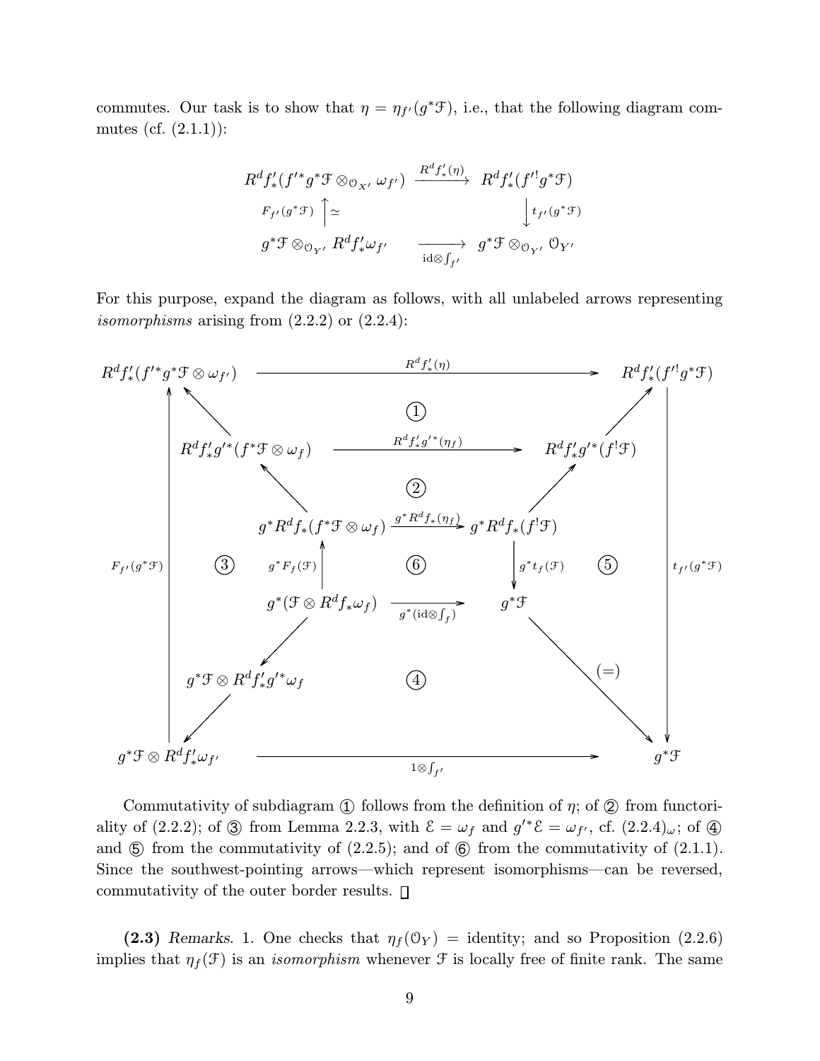commutes. Our task is to show that $\eta = \eta_{f'}(g^*\mathcal{F})$, i.e., that the following diagram commutes (cf. (2.1.1)):

$$
\begin{array}{ccc}
R^d f'_*(f'^* g^*\mathcal{F} \otimes_{\mathcal{O}_{X'}} \omega_{f'}) & \xrightarrow{R^d f'_*(\eta)} & R^d f'_*(f'^! g^*\mathcal{F}) \\
{\scriptstyle F_{f'}(g^*\mathcal{F})} \Big\uparrow \simeq & & \Big\downarrow {\scriptstyle t_{f'}(g^*\mathcal{F})} \\
g^*\mathcal{F} \otimes_{\mathcal{O}_{Y'}} R^d f'_* \omega_{f'} & \xrightarrow[\mathrm{id}\otimes \int_{f'}]{} & g^*\mathcal{F} \otimes_{\mathcal{O}_{Y'}} \mathcal{O}_{Y'}
\end{array}
$$

For this purpose, expand the diagram as follows, with all unlabeled arrows representing *isomorphisms* arising from (2.2.2) or (2.2.4):

$$
\begin{array}{ccccccc}
R^d f'_*(f'^* g^*\mathcal{F} \otimes \omega_{f'}) & & & \xrightarrow{R^d f'_*(\eta)} & & & R^d f'_*(f'^! g^*\mathcal{F}) \\
 & & & ① & & & \\
 & R^d f'_* g'^*(f^*\mathcal{F} \otimes \omega_f) & & \xrightarrow{R^d f'_* g'^*(\eta_f)} & & R^d f'_* g'^*(f^!\mathcal{F}) & \\
 & & & ② & & & \\
 & & g^* R^d f_*(f^*\mathcal{F} \otimes \omega_f) & \xrightarrow{g^* R^d f_*(\eta_f)} & g^* R^d f_*(f^!\mathcal{F}) & & \\
{\scriptstyle F_{f'}(g^*\mathcal{F})} & ③ & {\scriptstyle g^* F_f(\mathcal{F})} \Big\uparrow & ⑥ & \Big\downarrow {\scriptstyle g^* t_f(\mathcal{F})} & ⑤ & {\scriptstyle t_{f'}(g^*\mathcal{F})} \\
 & & g^*(\mathcal{F} \otimes R^d f_* \omega_f) & \xrightarrow{g^*(\mathrm{id}\otimes \int_f)} & g^*\mathcal{F} & & \\
 & g^*\mathcal{F} \otimes R^d f'_* g'^* \omega_f & & ④ & & (=) & \\
g^*\mathcal{F} \otimes R^d f'_* \omega_{f'} & & & \xrightarrow[1\otimes \int_{f'}]{} & & & g^*\mathcal{F}
\end{array}
$$

Commutativity of subdiagram ① follows from the definition of $\eta$; of ② from functoriality of (2.2.2); of ③ from Lemma 2.2.3, with $\mathcal{E} = \omega_f$ and $g'^*\mathcal{E} = \omega_{f'}$, cf. $(2.2.4)_\omega$; of ④ and ⑤ from the commutativity of (2.2.5); and of ⑥ from the commutativity of (2.1.1). Since the southwest-pointing arrows—which represent isomorphisms—can be reversed, commutativity of the outer border results. ∎

**(2.3)** *Remarks.* 1. One checks that $\eta_f(\mathcal{O}_Y) =$ identity; and so Proposition (2.2.6) implies that $\eta_f(\mathcal{F})$ is an *isomorphism* whenever $\mathcal{F}$ is locally free of finite rank. The same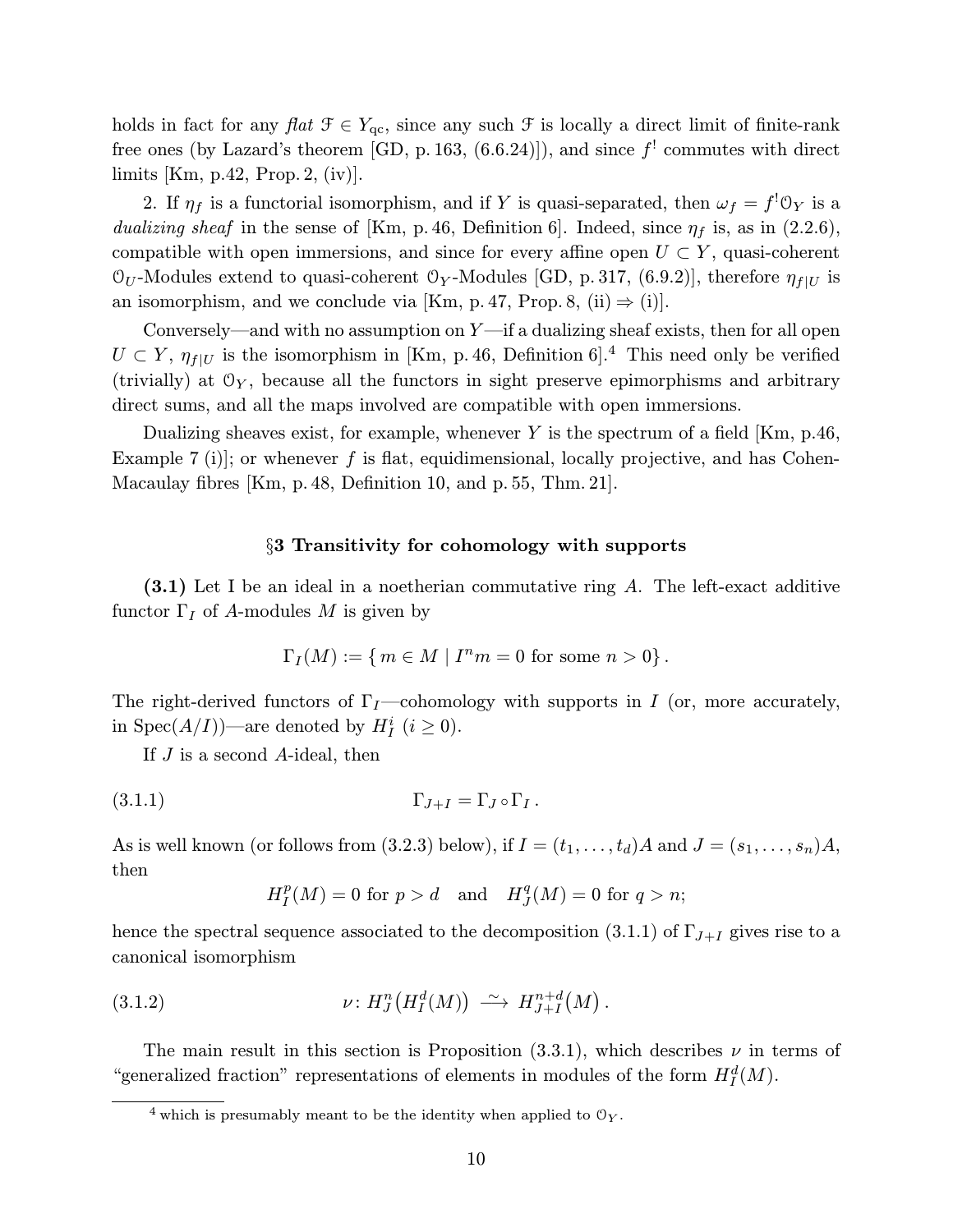holds in fact for any *flat* $\mathcal{F} \in Y_{\mathrm{qc}}$, since any such $\mathcal{F}$ is locally a direct limit of finite-rank free ones (by Lazard's theorem [GD, p. 163, (6.6.24)]), and since $f^!$ commutes with direct limits [Km, p.42, Prop. 2, (iv)].

2. If $\eta_f$ is a functorial isomorphism, and if $Y$ is quasi-separated, then $\omega_f = f^!\mathcal{O}_Y$ is a *dualizing sheaf* in the sense of [Km, p. 46, Definition 6]. Indeed, since $\eta_f$ is, as in (2.2.6), compatible with open immersions, and since for every affine open $U \subset Y$, quasi-coherent $\mathcal{O}_U$-Modules extend to quasi-coherent $\mathcal{O}_Y$-Modules [GD, p. 317, (6.9.2)], therefore $\eta_{f|U}$ is an isomorphism, and we conclude via [Km, p. 47, Prop. 8, (ii) $\Rightarrow$ (i)].

Conversely—and with no assumption on $Y$—if a dualizing sheaf exists, then for all open $U \subset Y$, $\eta_{f|U}$ is the isomorphism in [Km, p. 46, Definition 6].[4] This need only be verified (trivially) at $\mathcal{O}_Y$, because all the functors in sight preserve epimorphisms and arbitrary direct sums, and all the maps involved are compatible with open immersions.

Dualizing sheaves exist, for example, whenever $Y$ is the spectrum of a field [Km, p.46, Example 7 (i)]; or whenever $f$ is flat, equidimensional, locally projective, and has Cohen-Macaulay fibres [Km, p. 48, Definition 10, and p. 55, Thm. 21].

## §3 Transitivity for cohomology with supports

**(3.1)** Let I be an ideal in a noetherian commutative ring $A$. The left-exact additive functor $\Gamma_I$ of $A$-modules $M$ is given by

$$\Gamma_I(M) := \{\, m \in M \mid I^n m = 0 \text{ for some } n > 0\,\}.$$

The right-derived functors of $\Gamma_I$—cohomology with supports in $I$ (or, more accurately, in $\operatorname{Spec}(A/I)$)—are denoted by $H^i_I$ $(i \geq 0)$.

If $J$ is a second $A$-ideal, then

$$\Gamma_{J+I} = \Gamma_J \circ \Gamma_I\,. \tag{3.1.1}$$

As is well known (or follows from (3.2.3) below), if $I = (t_1, \dots, t_d)A$ and $J = (s_1, \dots, s_n)A$, then

$$H^p_I(M) = 0 \text{ for } p > d \quad \text{and} \quad H^q_J(M) = 0 \text{ for } q > n;$$

hence the spectral sequence associated to the decomposition (3.1.1) of $\Gamma_{J+I}$ gives rise to a canonical isomorphism

$$\nu\colon H^n_J\big(H^d_I(M)\big) \xrightarrow{\ \sim\ } H^{n+d}_{J+I}\big(M\big)\,. \tag{3.1.2}$$

The main result in this section is Proposition (3.3.1), which describes $\nu$ in terms of "generalized fraction" representations of elements in modules of the form $H^d_I(M)$.

---

[4] which is presumably meant to be the identity when applied to $\mathcal{O}_Y$.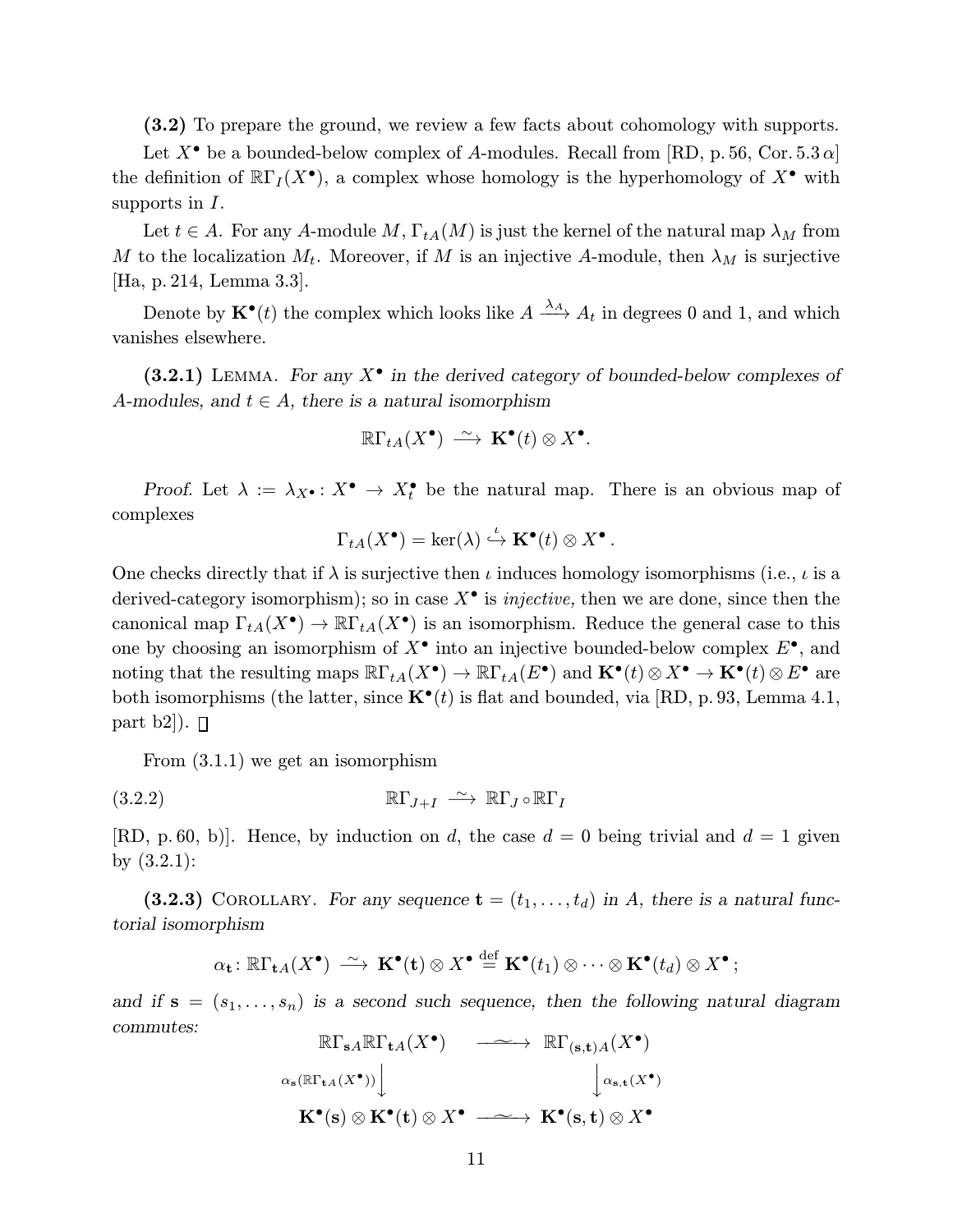**(3.2)** To prepare the ground, we review a few facts about cohomology with supports.

Let $X^\bullet$ be a bounded-below complex of $A$-modules. Recall from [RD, p. 56, Cor. 5.3 $\alpha$] the definition of $\mathbb{R}\Gamma_I(X^\bullet)$, a complex whose homology is the hyperhomology of $X^\bullet$ with supports in $I$.

Let $t \in A$. For any $A$-module $M$, $\Gamma_{tA}(M)$ is just the kernel of the natural map $\lambda_M$ from $M$ to the localization $M_t$. Moreover, if $M$ is an injective $A$-module, then $\lambda_M$ is surjective [Ha, p. 214, Lemma 3.3].

Denote by $\mathbf{K}^\bullet(t)$ the complex which looks like $A \xrightarrow{\lambda_A} A_t$ in degrees 0 and 1, and which vanishes elsewhere.

**(3.2.1)** Lemma. *For any $X^\bullet$ in the derived category of bounded-below complexes of $A$-modules, and $t \in A$, there is a natural isomorphism*

$$\mathbb{R}\Gamma_{tA}(X^\bullet) \xrightarrow{\ \sim\ } \mathbf{K}^\bullet(t) \otimes X^\bullet.$$

*Proof.* Let $\lambda := \lambda_{X^\bullet} \colon X^\bullet \to X^\bullet_t$ be the natural map. There is an obvious map of complexes

$$\Gamma_{tA}(X^\bullet) = \ker(\lambda) \overset{\iota}{\hookrightarrow} \mathbf{K}^\bullet(t) \otimes X^\bullet .$$

One checks directly that if $\lambda$ is surjective then $\iota$ induces homology isomorphisms (i.e., $\iota$ is a derived-category isomorphism); so in case $X^\bullet$ is *injective,* then we are done, since then the canonical map $\Gamma_{tA}(X^\bullet) \to \mathbb{R}\Gamma_{tA}(X^\bullet)$ is an isomorphism. Reduce the general case to this one by choosing an isomorphism of $X^\bullet$ into an injective bounded-below complex $E^\bullet$, and noting that the resulting maps $\mathbb{R}\Gamma_{tA}(X^\bullet) \to \mathbb{R}\Gamma_{tA}(E^\bullet)$ and $\mathbf{K}^\bullet(t) \otimes X^\bullet \to \mathbf{K}^\bullet(t) \otimes E^\bullet$ are both isomorphisms (the latter, since $\mathbf{K}^\bullet(t)$ is flat and bounded, via [RD, p. 93, Lemma 4.1, part b2]). $\square$

From (3.1.1) we get an isomorphism

$$\mathbb{R}\Gamma_{J+I} \xrightarrow{\ \sim\ } \mathbb{R}\Gamma_J \circ \mathbb{R}\Gamma_I \tag{3.2.2}$$

[RD, p. 60, b)]. Hence, by induction on $d$, the case $d = 0$ being trivial and $d = 1$ given by (3.2.1):

**(3.2.3)** Corollary. *For any sequence $\mathbf{t} = (t_1, \dots, t_d)$ in $A$, there is a natural functorial isomorphism*

$$\alpha_{\mathbf{t}} \colon \mathbb{R}\Gamma_{\mathbf{t}A}(X^\bullet) \xrightarrow{\ \sim\ } \mathbf{K}^\bullet(\mathbf{t}) \otimes X^\bullet \overset{\text{def}}{=} \mathbf{K}^\bullet(t_1) \otimes \cdots \otimes \mathbf{K}^\bullet(t_d) \otimes X^\bullet ;$$

*and if $\mathbf{s} = (s_1, \dots, s_n)$ is a second such sequence, then the following natural diagram commutes:*

$$\begin{array}{ccc}
\mathbb{R}\Gamma_{\mathbf{s}A}\mathbb{R}\Gamma_{\mathbf{t}A}(X^\bullet) & \xrightarrow{\ \sim\ } & \mathbb{R}\Gamma_{(\mathbf{s},\mathbf{t})A}(X^\bullet) \\
{\scriptstyle \alpha_{\mathbf{s}}(\mathbb{R}\Gamma_{\mathbf{t}A}(X^\bullet))}\big\downarrow & & \big\downarrow{\scriptstyle \alpha_{\mathbf{s},\mathbf{t}}(X^\bullet)} \\
\mathbf{K}^\bullet(\mathbf{s}) \otimes \mathbf{K}^\bullet(\mathbf{t}) \otimes X^\bullet & \xrightarrow{\ \sim\ } & \mathbf{K}^\bullet(\mathbf{s},\mathbf{t}) \otimes X^\bullet
\end{array}$$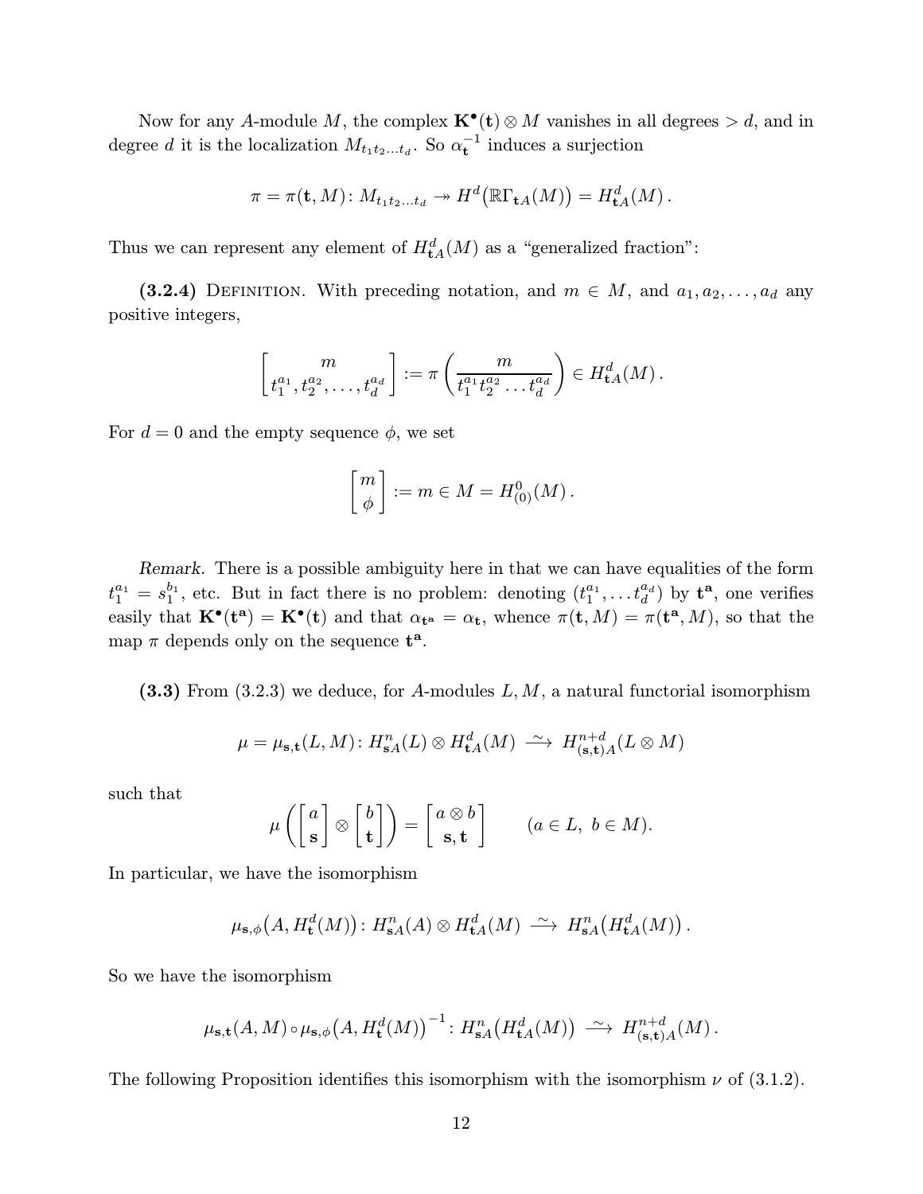Now for any $A$-module $M$, the complex $\mathbf{K}^\bullet(\mathbf{t}) \otimes M$ vanishes in all degrees $> d$, and in degree $d$ it is the localization $M_{t_1 t_2 \dots t_d}$. So $\alpha_{\mathbf{t}}^{-1}$ induces a surjection

$$\pi = \pi(\mathbf{t}, M)\colon M_{t_1 t_2 \dots t_d} \twoheadrightarrow H^d\big(\mathbb{R}\Gamma_{\mathbf{t}A}(M)\big) = H^d_{\mathbf{t}A}(M)\,.$$

Thus we can represent any element of $H^d_{\mathbf{t}A}(M)$ as a "generalized fraction":

**(3.2.4)** Definition. With preceding notation, and $m \in M$, and $a_1, a_2, \dots, a_d$ any positive integers,

$$\begin{bmatrix} m \\ t_1^{a_1}, t_2^{a_2}, \dots, t_d^{a_d} \end{bmatrix} := \pi\left(\frac{m}{t_1^{a_1} t_2^{a_2} \dots t_d^{a_d}}\right) \in H^d_{\mathbf{t}A}(M)\,.$$

For $d = 0$ and the empty sequence $\phi$, we set

$$\begin{bmatrix} m \\ \phi \end{bmatrix} := m \in M = H^0_{(0)}(M)\,.$$

*Remark.* There is a possible ambiguity here in that we can have equalities of the form $t_1^{a_1} = s_1^{b_1}$, etc. But in fact there is no problem: denoting $(t_1^{a_1}, \dots t_d^{a_d})$ by $\mathbf{t}^{\mathbf{a}}$, one verifies easily that $\mathbf{K}^\bullet(\mathbf{t}^{\mathbf{a}}) = \mathbf{K}^\bullet(\mathbf{t})$ and that $\alpha_{\mathbf{t}^{\mathbf{a}}} = \alpha_{\mathbf{t}}$, whence $\pi(\mathbf{t}, M) = \pi(\mathbf{t}^{\mathbf{a}}, M)$, so that the map $\pi$ depends only on the sequence $\mathbf{t}^{\mathbf{a}}$.

**(3.3)** From (3.2.3) we deduce, for $A$-modules $L, M$, a natural functorial isomorphism

$$\mu = \mu_{\mathbf{s},\mathbf{t}}(L, M)\colon H^n_{\mathbf{s}A}(L) \otimes H^d_{\mathbf{t}A}(M) \xrightarrow{\;\sim\;} H^{n+d}_{(\mathbf{s},\mathbf{t})A}(L \otimes M)$$

such that

$$\mu\left(\begin{bmatrix} a \\ \mathbf{s} \end{bmatrix} \otimes \begin{bmatrix} b \\ \mathbf{t} \end{bmatrix}\right) = \begin{bmatrix} a \otimes b \\ \mathbf{s}, \mathbf{t} \end{bmatrix} \qquad (a \in L,\ b \in M).$$

In particular, we have the isomorphism

$$\mu_{\mathbf{s},\phi}\big(A, H^d_{\mathbf{t}}(M)\big)\colon H^n_{\mathbf{s}A}(A) \otimes H^d_{\mathbf{t}A}(M) \xrightarrow{\;\sim\;} H^n_{\mathbf{s}A}\big(H^d_{\mathbf{t}A}(M)\big)\,.$$

So we have the isomorphism

$$\mu_{\mathbf{s},\mathbf{t}}(A, M) \circ \mu_{\mathbf{s},\phi}\big(A, H^d_{\mathbf{t}}(M)\big)^{-1}\colon H^n_{\mathbf{s}A}\big(H^d_{\mathbf{t}A}(M)\big) \xrightarrow{\;\sim\;} H^{n+d}_{(\mathbf{s},\mathbf{t})A}(M)\,.$$

The following Proposition identifies this isomorphism with the isomorphism $\nu$ of (3.1.2).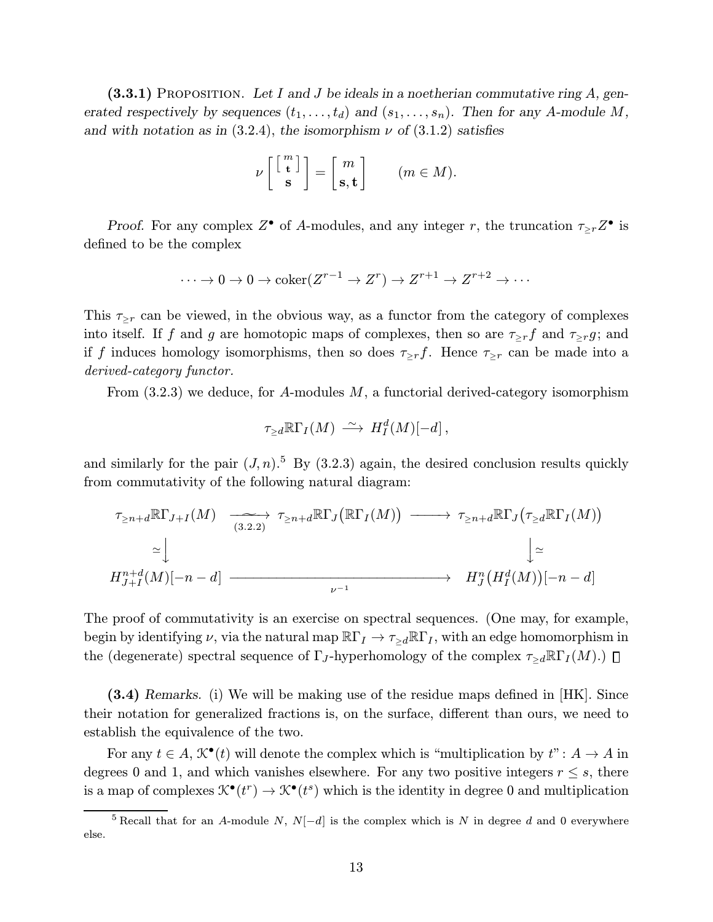**(3.3.1)** Proposition. *Let $I$ and $J$ be ideals in a noetherian commutative ring $A$, generated respectively by sequences $(t_1, \dots, t_d)$ and $(s_1, \dots, s_n)$. Then for any $A$-module $M$, and with notation as in* (3.2.4), *the isomorphism $\nu$ of* (3.1.2) *satisfies*

$$\nu \left[ \begin{matrix} \left[ \begin{smallmatrix} m \\ \mathbf{t} \end{smallmatrix} \right] \\ \mathbf{s} \end{matrix} \right] = \left[ \begin{matrix} m \\ \mathbf{s}, \mathbf{t} \end{matrix} \right] \qquad (m \in M).$$

*Proof.* For any complex $Z^\bullet$ of $A$-modules, and any integer $r$, the truncation $\tau_{\ge r} Z^\bullet$ is defined to be the complex

$$\cdots \to 0 \to 0 \to \operatorname{coker}(Z^{r-1} \to Z^r) \to Z^{r+1} \to Z^{r+2} \to \cdots$$

This $\tau_{\ge r}$ can be viewed, in the obvious way, as a functor from the category of complexes into itself. If $f$ and $g$ are homotopic maps of complexes, then so are $\tau_{\ge r} f$ and $\tau_{\ge r} g$; and if $f$ induces homology isomorphisms, then so does $\tau_{\ge r} f$. Hence $\tau_{\ge r}$ can be made into a *derived-category functor.*

From (3.2.3) we deduce, for $A$-modules $M$, a functorial derived-category isomorphism

$$\tau_{\ge d} \mathbb{R}\Gamma_I(M) \xrightarrow{\ \sim\ } H_I^d(M)[-d]\,,$$

and similarly for the pair $(J, n)$.[5] By (3.2.3) again, the desired conclusion results quickly from commutativity of the following natural diagram:

$$\begin{array}{ccccc}
\tau_{\ge n+d} \mathbb{R}\Gamma_{J+I}(M) & \underset{(3.2.2)}{\xrightarrow{\ \sim\ }} & \tau_{\ge n+d} \mathbb{R}\Gamma_J\big(\mathbb{R}\Gamma_I(M)\big) & \longrightarrow & \tau_{\ge n+d} \mathbb{R}\Gamma_J\big(\tau_{\ge d} \mathbb{R}\Gamma_I(M)\big) \\
\simeq \big\downarrow & & & & \big\downarrow \simeq \\
H_{J+I}^{n+d}(M)[-n-d] & & \xrightarrow[\nu^{-1}]{\hspace{6em}} & & H_J^n\big(H_I^d(M)\big)[-n-d]
\end{array}$$

The proof of commutativity is an exercise on spectral sequences. (One may, for example, begin by identifying $\nu$, via the natural map $\mathbb{R}\Gamma_I \to \tau_{\ge d} \mathbb{R}\Gamma_I$, with an edge homomorphism in the (degenerate) spectral sequence of $\Gamma_J$-hyperhomology of the complex $\tau_{\ge d} \mathbb{R}\Gamma_I(M)$.) $\square$

**(3.4)** *Remarks.* (i) We will be making use of the residue maps defined in [HK]. Since their notation for generalized fractions is, on the surface, different than ours, we need to establish the equivalence of the two.

For any $t \in A$, $\mathcal{K}^\bullet(t)$ will denote the complex which is "multiplication by $t$": $A \to A$ in degrees 0 and 1, and which vanishes elsewhere. For any two positive integers $r \le s$, there is a map of complexes $\mathcal{K}^\bullet(t^r) \to \mathcal{K}^\bullet(t^s)$ which is the identity in degree 0 and multiplication

---

[5] Recall that for an $A$-module $N$, $N[-d]$ is the complex which is $N$ in degree $d$ and 0 everywhere else.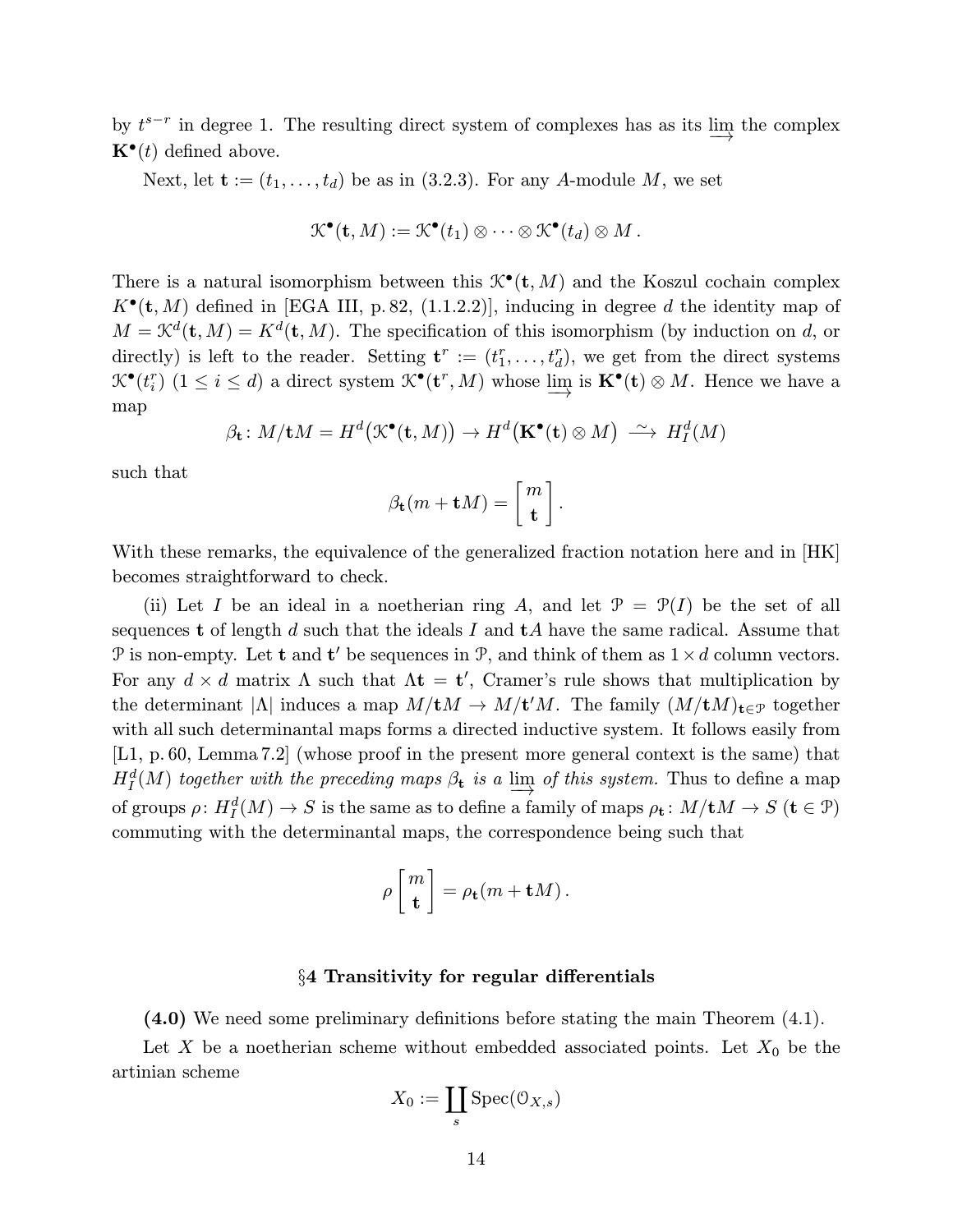by $t^{s-r}$ in degree 1. The resulting direct system of complexes has as its $\varinjlim$ the complex $\mathbf{K}^\bullet(t)$ defined above.

Next, let $\mathbf{t} := (t_1, \dots, t_d)$ be as in (3.2.3). For any $A$-module $M$, we set

$$\mathcal{K}^\bullet(\mathbf{t}, M) := \mathcal{K}^\bullet(t_1) \otimes \cdots \otimes \mathcal{K}^\bullet(t_d) \otimes M\,.$$

There is a natural isomorphism between this $\mathcal{K}^\bullet(\mathbf{t}, M)$ and the Koszul cochain complex $K^\bullet(\mathbf{t}, M)$ defined in [EGA III, p. 82, (1.1.2.2)], inducing in degree $d$ the identity map of $M = \mathcal{K}^d(\mathbf{t}, M) = K^d(\mathbf{t}, M)$. The specification of this isomorphism (by induction on $d$, or directly) is left to the reader. Setting $\mathbf{t}^r := (t_1^r, \dots, t_d^r)$, we get from the direct systems $\mathcal{K}^\bullet(t_i^r)$ $(1 \le i \le d)$ a direct system $\mathcal{K}^\bullet(\mathbf{t}^r, M)$ whose $\varinjlim$ is $\mathbf{K}^\bullet(\mathbf{t}) \otimes M$. Hence we have a map

$$\beta_{\mathbf{t}} \colon M/\mathbf{t}M = H^d\big(\mathcal{K}^\bullet(\mathbf{t}, M)\big) \to H^d\big(\mathbf{K}^\bullet(\mathbf{t}) \otimes M\big) \xrightarrow{\ \sim\ } H^d_I(M)$$

such that

$$\beta_{\mathbf{t}}(m + \mathbf{t}M) = \begin{bmatrix} m \\ \mathbf{t} \end{bmatrix}.$$

With these remarks, the equivalence of the generalized fraction notation here and in [HK] becomes straightforward to check.

(ii) Let $I$ be an ideal in a noetherian ring $A$, and let $\mathcal{P} = \mathcal{P}(I)$ be the set of all sequences $\mathbf{t}$ of length $d$ such that the ideals $I$ and $\mathbf{t}A$ have the same radical. Assume that $\mathcal{P}$ is non-empty. Let $\mathbf{t}$ and $\mathbf{t}'$ be sequences in $\mathcal{P}$, and think of them as $1 \times d$ column vectors. For any $d \times d$ matrix $\Lambda$ such that $\Lambda\mathbf{t} = \mathbf{t}'$, Cramer's rule shows that multiplication by the determinant $|\Lambda|$ induces a map $M/\mathbf{t}M \to M/\mathbf{t}'M$. The family $(M/\mathbf{t}M)_{\mathbf{t}\in\mathcal{P}}$ together with all such determinantal maps forms a directed inductive system. It follows easily from [L1, p. 60, Lemma 7.2] (whose proof in the present more general context is the same) that *$H^d_I(M)$ together with the preceding maps $\beta_{\mathbf{t}}$ is a $\varinjlim$ of this system.* Thus to define a map of groups $\rho \colon H^d_I(M) \to S$ is the same as to define a family of maps $\rho_{\mathbf{t}} \colon M/\mathbf{t}M \to S$ $(\mathbf{t} \in \mathcal{P})$ commuting with the determinantal maps, the correspondence being such that

$$\rho \begin{bmatrix} m \\ \mathbf{t} \end{bmatrix} = \rho_{\mathbf{t}}(m + \mathbf{t}M)\,.$$

## §4 Transitivity for regular differentials

**(4.0)** We need some preliminary definitions before stating the main Theorem (4.1).

Let $X$ be a noetherian scheme without embedded associated points. Let $X_0$ be the artinian scheme

$$X_0 := \coprod_s \operatorname{Spec}(\mathcal{O}_{X,s})$$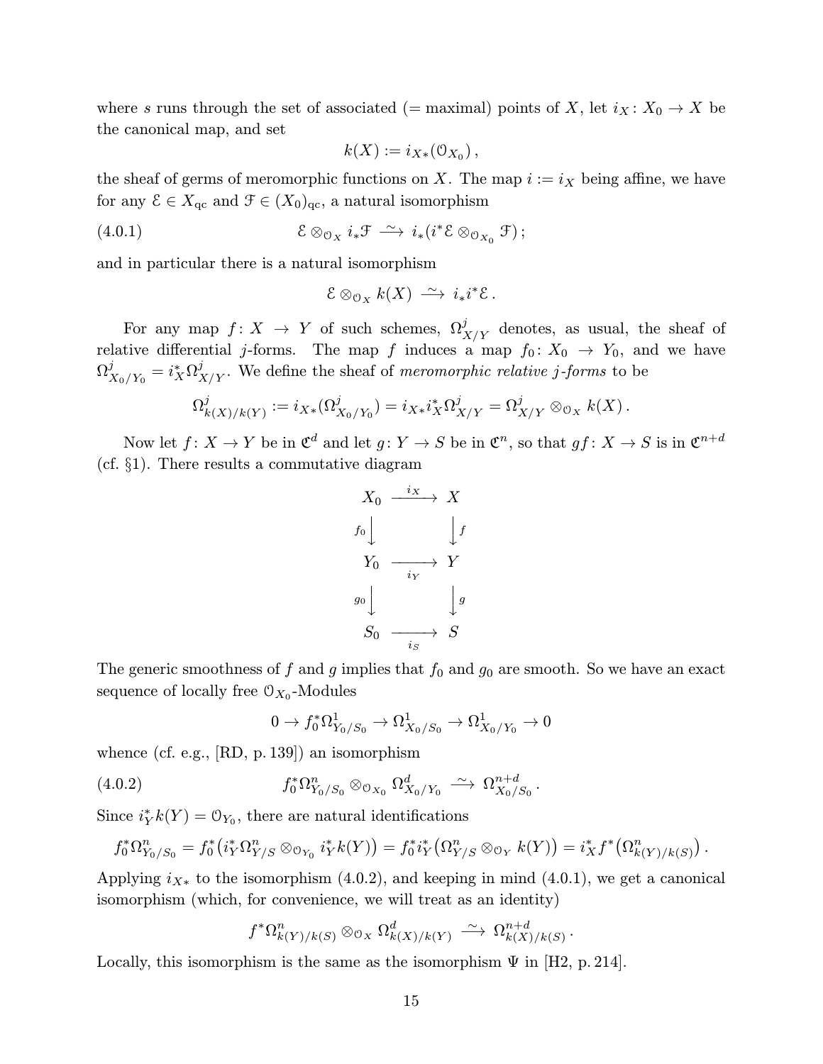where $s$ runs through the set of associated (= maximal) points of $X$, let $i_X\colon X_0 \to X$ be the canonical map, and set

$$k(X) := i_{X*}(\mathcal{O}_{X_0})\,,$$

the sheaf of germs of meromorphic functions on $X$. The map $i := i_X$ being affine, we have for any $\mathcal{E} \in X_{\mathrm{qc}}$ and $\mathcal{F} \in (X_0)_{\mathrm{qc}}$, a natural isomorphism

$$\mathcal{E} \otimes_{\mathcal{O}_X} i_*\mathcal{F} \xrightarrow{\;\sim\;} i_*(i^*\mathcal{E} \otimes_{\mathcal{O}_{X_0}} \mathcal{F})\,; \tag{4.0.1}$$

and in particular there is a natural isomorphism

$$\mathcal{E} \otimes_{\mathcal{O}_X} k(X) \xrightarrow{\;\sim\;} i_*i^*\mathcal{E}\,.$$

For any map $f\colon X \to Y$ of such schemes, $\Omega^j_{X/Y}$ denotes, as usual, the sheaf of relative differential $j$-forms. The map $f$ induces a map $f_0\colon X_0 \to Y_0$, and we have $\Omega^j_{X_0/Y_0} = i_X^*\Omega^j_{X/Y}$. We define the sheaf of *meromorphic relative $j$-forms* to be

$$\Omega^j_{k(X)/k(Y)} := i_{X*}(\Omega^j_{X_0/Y_0}) = i_{X*}i_X^*\Omega^j_{X/Y} = \Omega^j_{X/Y} \otimes_{\mathcal{O}_X} k(X)\,.$$

Now let $f\colon X \to Y$ be in $\mathfrak{C}^d$ and let $g\colon Y \to S$ be in $\mathfrak{C}^n$, so that $gf\colon X \to S$ is in $\mathfrak{C}^{n+d}$ (cf. §1). There results a commutative diagram

$$\begin{array}{ccc}
X_0 & \xrightarrow{\;i_X\;} & X \\
{\scriptstyle f_0}\big\downarrow & & \big\downarrow{\scriptstyle f} \\
Y_0 & \xrightarrow[\;i_Y\;]{} & Y \\
{\scriptstyle g_0}\big\downarrow & & \big\downarrow{\scriptstyle g} \\
S_0 & \xrightarrow[\;i_S\;]{} & S
\end{array}$$

The generic smoothness of $f$ and $g$ implies that $f_0$ and $g_0$ are smooth. So we have an exact sequence of locally free $\mathcal{O}_{X_0}$-Modules

$$0 \to f_0^*\Omega^1_{Y_0/S_0} \to \Omega^1_{X_0/S_0} \to \Omega^1_{X_0/Y_0} \to 0$$

whence (cf. e.g., [RD, p. 139]) an isomorphism

$$f_0^*\Omega^n_{Y_0/S_0} \otimes_{\mathcal{O}_{X_0}} \Omega^d_{X_0/Y_0} \xrightarrow{\;\sim\;} \Omega^{n+d}_{X_0/S_0}\,. \tag{4.0.2}$$

Since $i_Y^*k(Y) = \mathcal{O}_{Y_0}$, there are natural identifications

$$f_0^*\Omega^n_{Y_0/S_0} = f_0^*\big(i_Y^*\Omega^n_{Y/S} \otimes_{\mathcal{O}_{Y_0}} i_Y^*k(Y)\big) = f_0^*i_Y^*\big(\Omega^n_{Y/S} \otimes_{\mathcal{O}_Y} k(Y)\big) = i_X^*f^*\big(\Omega^n_{k(Y)/k(S)}\big)\,.$$

Applying $i_{X*}$ to the isomorphism (4.0.2), and keeping in mind (4.0.1), we get a canonical isomorphism (which, for convenience, we will treat as an identity)

$$f^*\Omega^n_{k(Y)/k(S)} \otimes_{\mathcal{O}_X} \Omega^d_{k(X)/k(Y)} \xrightarrow{\;\sim\;} \Omega^{n+d}_{k(X)/k(S)}\,.$$

Locally, this isomorphism is the same as the isomorphism $\Psi$ in [H2, p. 214].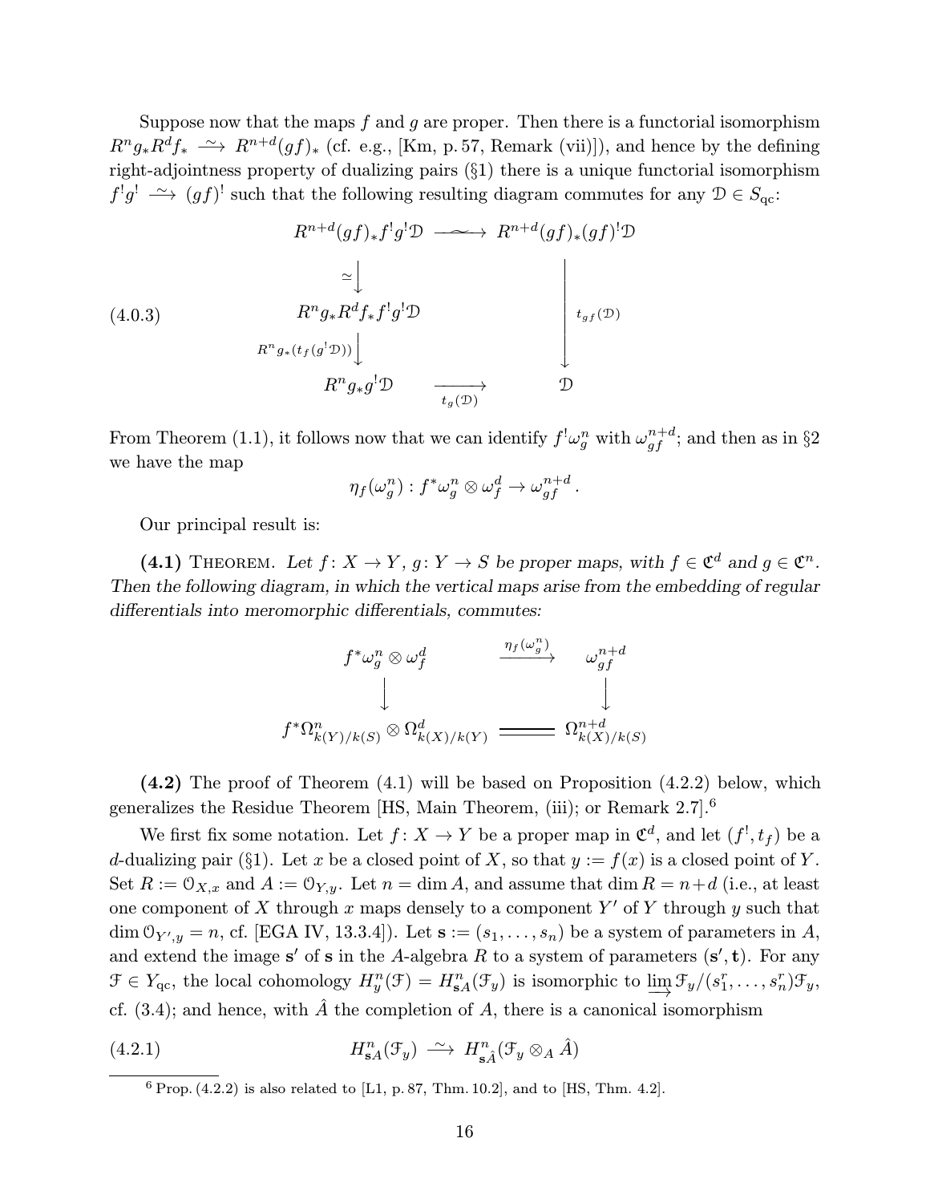Suppose now that the maps $f$ and $g$ are proper. Then there is a functorial isomorphism $R^n g_* R^d f_* \xrightarrow{\sim} R^{n+d}(gf)_*$ (cf. e.g., [Km, p. 57, Remark (vii)]), and hence by the defining right-adjointness property of dualizing pairs (§1) there is a unique functorial isomorphism $f^! g^! \xrightarrow{\sim} (gf)^!$ such that the following resulting diagram commutes for any $\mathcal{D} \in S_{\mathrm{qc}}$:

$$
\begin{array}{ccc}
R^{n+d}(gf)_* f^! g^! \mathcal{D} & \xrightarrow{\sim} & R^{n+d}(gf)_*(gf)^! \mathcal{D} \\
\simeq \big\downarrow & & \\
R^n g_* R^d f_* f^! g^! \mathcal{D} & & \big\downarrow t_{gf}(\mathcal{D}) \\
R^n g_*(t_f(g^!\mathcal{D})) \big\downarrow & & \\
R^n g_* g^! \mathcal{D} & \xrightarrow[t_g(\mathcal{D})]{} & \mathcal{D}
\end{array}
\tag{4.0.3}
$$

From Theorem (1.1), it follows now that we can identify $f^!\omega_g^n$ with $\omega_{gf}^{n+d}$; and then as in §2 we have the map

$$
\eta_f(\omega_g^n) : f^*\omega_g^n \otimes \omega_f^d \to \omega_{gf}^{n+d}\,.
$$

Our principal result is:

**(4.1)** Theorem. *Let $f\colon X \to Y$, $g\colon Y \to S$ be proper maps, with $f \in \mathfrak{C}^d$ and $g \in \mathfrak{C}^n$. Then the following diagram, in which the vertical maps arise from the embedding of regular differentials into meromorphic differentials, commutes:*

$$
\begin{array}{ccc}
f^*\omega_g^n \otimes \omega_f^d & \xrightarrow{\eta_f(\omega_g^n)} & \omega_{gf}^{n+d} \\
\big\downarrow & & \big\downarrow \\
f^*\Omega^n_{k(Y)/k(S)} \otimes \Omega^d_{k(X)/k(Y)} & = & \Omega^{n+d}_{k(X)/k(S)}
\end{array}
$$

**(4.2)** The proof of Theorem (4.1) will be based on Proposition (4.2.2) below, which generalizes the Residue Theorem [HS, Main Theorem, (iii); or Remark 2.7].[6]

We first fix some notation. Let $f\colon X \to Y$ be a proper map in $\mathfrak{C}^d$, and let $(f^!, t_f)$ be a $d$-dualizing pair (§1). Let $x$ be a closed point of $X$, so that $y := f(x)$ is a closed point of $Y$. Set $R := \mathcal{O}_{X,x}$ and $A := \mathcal{O}_{Y,y}$. Let $n = \dim A$, and assume that $\dim R = n+d$ (i.e., at least one component of $X$ through $x$ maps densely to a component $Y'$ of $Y$ through $y$ such that $\dim \mathcal{O}_{Y',y} = n$, cf. [EGA IV, 13.3.4]). Let $\mathbf{s} := (s_1, \dots, s_n)$ be a system of parameters in $A$, and extend the image $\mathbf{s}'$ of $\mathbf{s}$ in the $A$-algebra $R$ to a system of parameters $(\mathbf{s}', \mathbf{t})$. For any $\mathcal{F} \in Y_{\mathrm{qc}}$, the local cohomology $H^n_y(\mathcal{F}) = H^n_{\mathbf{s}A}(\mathcal{F}_y)$ is isomorphic to $\varinjlim \mathcal{F}_y/(s_1^r, \dots, s_n^r)\mathcal{F}_y$, cf. (3.4); and hence, with $\hat{A}$ the completion of $A$, there is a canonical isomorphism

$$
H^n_{\mathbf{s}A}(\mathcal{F}_y) \xrightarrow{\sim} H^n_{\mathbf{s}\hat{A}}(\mathcal{F}_y \otimes_A \hat{A})
\tag{4.2.1}
$$

---

[6] Prop. (4.2.2) is also related to [L1, p. 87, Thm. 10.2], and to [HS, Thm. 4.2].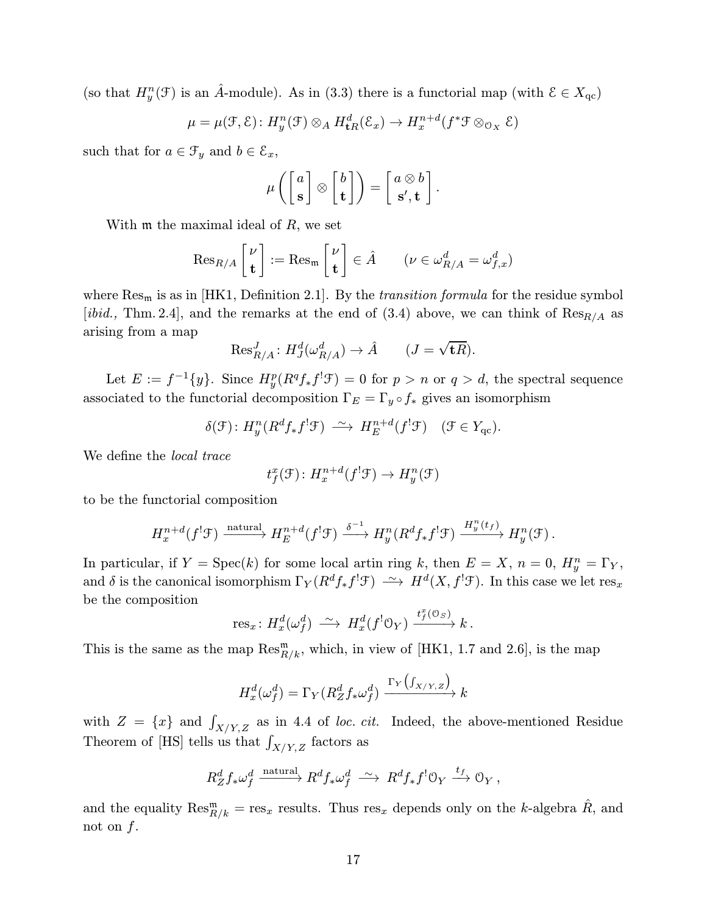(so that $H^n_y(\mathcal{F})$ is an $\hat{A}$-module). As in (3.3) there is a functorial map (with $\mathcal{E} \in X_{\mathrm{qc}}$)

$$\mu = \mu(\mathcal{F}, \mathcal{E})\colon H^n_y(\mathcal{F}) \otimes_A H^d_{\mathbf{t}R}(\mathcal{E}_x) \to H^{n+d}_x(f^*\mathcal{F} \otimes_{\mathcal{O}_X} \mathcal{E})$$

such that for $a \in \mathcal{F}_y$ and $b \in \mathcal{E}_x$,

$$\mu\left(\begin{bmatrix} a \\ \mathbf{s} \end{bmatrix} \otimes \begin{bmatrix} b \\ \mathbf{t} \end{bmatrix}\right) = \begin{bmatrix} a \otimes b \\ \mathbf{s}', \mathbf{t} \end{bmatrix}.$$

With $\mathfrak{m}$ the maximal ideal of $R$, we set

$$\mathrm{Res}_{R/A} \begin{bmatrix} \nu \\ \mathbf{t} \end{bmatrix} := \mathrm{Res}_{\mathfrak{m}} \begin{bmatrix} \nu \\ \mathbf{t} \end{bmatrix} \in \hat{A} \qquad (\nu \in \omega^d_{R/A} = \omega^d_{f,x})$$

where $\mathrm{Res}_{\mathfrak{m}}$ is as in [HK1, Definition 2.1]. By the *transition formula* for the residue symbol [*ibid.,* Thm. 2.4], and the remarks at the end of (3.4) above, we can think of $\mathrm{Res}_{R/A}$ as arising from a map

$$\mathrm{Res}^J_{R/A}\colon H^d_J(\omega^d_{R/A}) \to \hat{A} \qquad (J = \sqrt{\mathbf{t}R}).$$

Let $E := f^{-1}\{y\}$. Since $H^p_y(R^q f_* f^! \mathcal{F}) = 0$ for $p > n$ or $q > d$, the spectral sequence associated to the functorial decomposition $\Gamma_E = \Gamma_y \circ f_*$ gives an isomorphism

$$\delta(\mathcal{F})\colon H^n_y(R^d f_* f^! \mathcal{F}) \xrightarrow{\ \sim\ } H^{n+d}_E(f^!\mathcal{F}) \quad (\mathcal{F} \in Y_{\mathrm{qc}}).$$

We define the *local trace*

$$t^x_f(\mathcal{F})\colon H^{n+d}_x(f^!\mathcal{F}) \to H^n_y(\mathcal{F})$$

to be the functorial composition

$$H^{n+d}_x(f^!\mathcal{F}) \xrightarrow{\text{natural}} H^{n+d}_E(f^!\mathcal{F}) \xrightarrow{\delta^{-1}} H^n_y(R^d f_* f^!\mathcal{F}) \xrightarrow{H^n_y(t_f)} H^n_y(\mathcal{F})\,.$$

In particular, if $Y = \mathrm{Spec}(k)$ for some local artin ring $k$, then $E = X$, $n = 0$, $H^n_y = \Gamma_Y$, and $\delta$ is the canonical isomorphism $\Gamma_Y(R^d f_* f^!\mathcal{F}) \xrightarrow{\ \sim\ } H^d(X, f^!\mathcal{F})$. In this case we let $\mathrm{res}_x$ be the composition

$$\mathrm{res}_x\colon H^d_x(\omega^d_f) \xrightarrow{\ \sim\ } H^d_x(f^!\mathcal{O}_Y) \xrightarrow{t^x_f(\mathcal{O}_S)} k\,.$$

This is the same as the map $\mathrm{Res}^{\mathfrak{m}}_{R/k}$, which, in view of [HK1, 1.7 and 2.6], is the map

$$H^d_x(\omega^d_f) = \Gamma_Y(R^d_Z f_* \omega^d_f) \xrightarrow{\Gamma_Y\left(\int_{X/Y,Z}\right)} k$$

with $Z = \{x\}$ and $\int_{X/Y,Z}$ as in 4.4 of *loc. cit.* Indeed, the above-mentioned Residue Theorem of [HS] tells us that $\int_{X/Y,Z}$ factors as

$$R^d_Z f_* \omega^d_f \xrightarrow{\text{natural}} R^d f_* \omega^d_f \xrightarrow{\ \sim\ } R^d f_* f^! \mathcal{O}_Y \xrightarrow{t_f} \mathcal{O}_Y\,,$$

and the equality $\mathrm{Res}^{\mathfrak{m}}_{R/k} = \mathrm{res}_x$ results. Thus $\mathrm{res}_x$ depends only on the $k$-algebra $\hat{R}$, and not on $f$.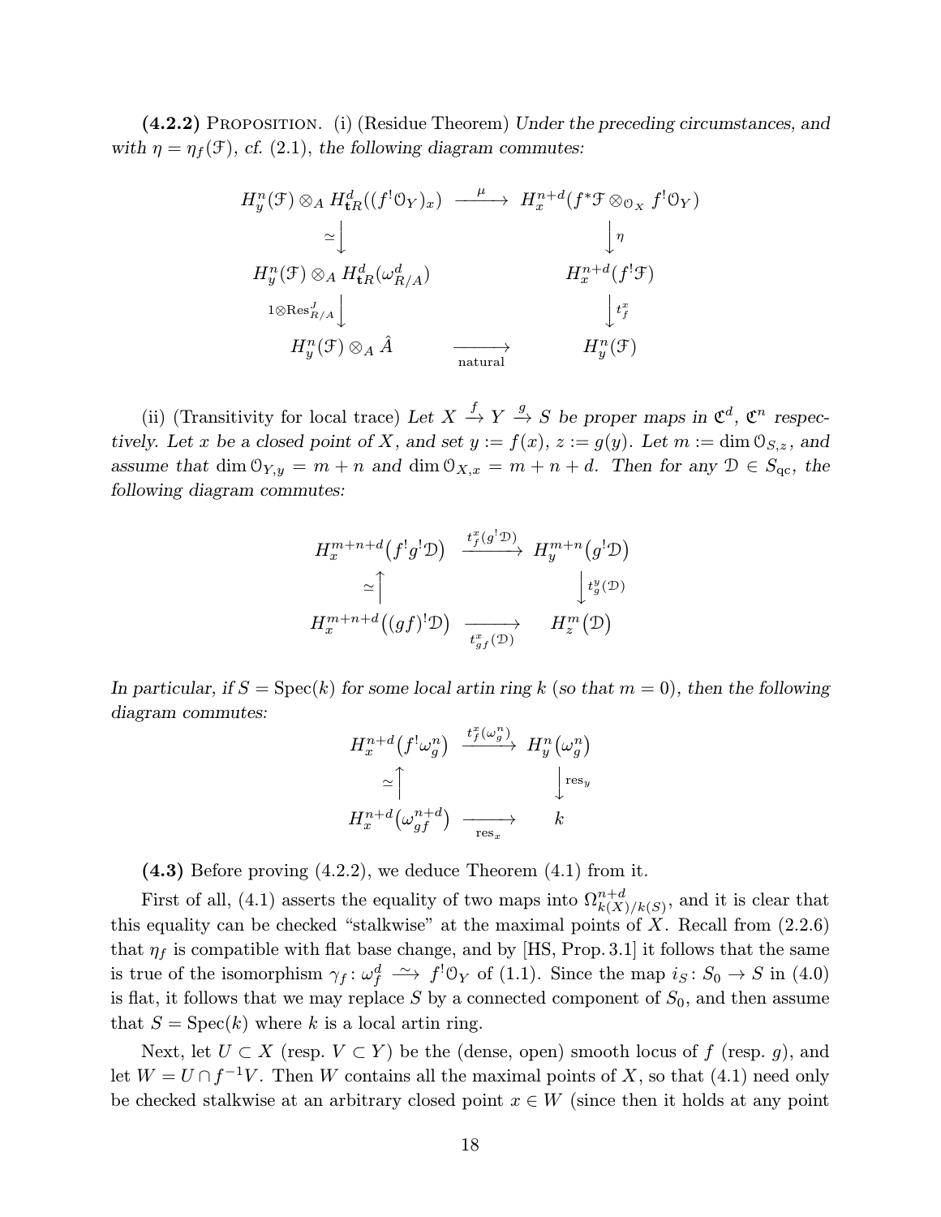**(4.2.2)** Proposition. (i) (Residue Theorem) *Under the preceding circumstances, and with $\eta = \eta_f(\mathcal{F})$, cf. (2.1), the following diagram commutes:*

$$
\begin{array}{ccc}
H^n_y(\mathcal{F}) \otimes_A H^d_{\mathbf{t}R}((f^!\mathcal{O}_Y)_x) & \xrightarrow{\ \mu\ } & H^{n+d}_x(f^*\mathcal{F} \otimes_{\mathcal{O}_X} f^!\mathcal{O}_Y) \\
\simeq \big\downarrow & & \big\downarrow \eta \\
H^n_y(\mathcal{F}) \otimes_A H^d_{\mathbf{t}R}(\omega^d_{R/A}) & & H^{n+d}_x(f^!\mathcal{F}) \\
1\otimes \mathrm{Res}^J_{R/A} \big\downarrow & & \big\downarrow t^x_f \\
H^n_y(\mathcal{F}) \otimes_A \hat{A} & \xrightarrow[\text{natural}]{} & H^n_y(\mathcal{F})
\end{array}
$$

(ii) (Transitivity for local trace) *Let $X \xrightarrow{f} Y \xrightarrow{g} S$ be proper maps in $\mathfrak{C}^d$, $\mathfrak{C}^n$ respectively. Let $x$ be a closed point of $X$, and set $y := f(x)$, $z := g(y)$. Let $m := \dim \mathcal{O}_{S,z}$, and assume that $\dim \mathcal{O}_{Y,y} = m + n$ and $\dim \mathcal{O}_{X,x} = m + n + d$. Then for any $\mathcal{D} \in S_{\mathrm{qc}}$, the following diagram commutes:*

$$
\begin{array}{ccc}
H^{m+n+d}_x\big(f^!g^!\mathcal{D}\big) & \xrightarrow{\ t^x_f(g^!\mathcal{D})\ } & H^{m+n}_y\big(g^!\mathcal{D}\big) \\
\simeq \big\uparrow & & \big\downarrow t^y_g(\mathcal{D}) \\
H^{m+n+d}_x\big((gf)^!\mathcal{D}\big) & \xrightarrow[\ t^x_{gf}(\mathcal{D})\ ]{} & H^m_z\big(\mathcal{D}\big)
\end{array}
$$

*In particular, if $S = \mathrm{Spec}(k)$ for some local artin ring $k$ (so that $m = 0$), then the following diagram commutes:*

$$
\begin{array}{ccc}
H^{n+d}_x\big(f^!\omega^n_g\big) & \xrightarrow{\ t^x_f(\omega^n_g)\ } & H^n_y\big(\omega^n_g\big) \\
\simeq \big\uparrow & & \big\downarrow \mathrm{res}_y \\
H^{n+d}_x\big(\omega^{n+d}_{gf}\big) & \xrightarrow[\ \mathrm{res}_x\ ]{} & k
\end{array}
$$

**(4.3)** Before proving (4.2.2), we deduce Theorem (4.1) from it.

First of all, (4.1) asserts the equality of two maps into $\Omega^{n+d}_{k(X)/k(S)}$, and it is clear that this equality can be checked "stalkwise" at the maximal points of $X$. Recall from (2.2.6) that $\eta_f$ is compatible with flat base change, and by [HS, Prop. 3.1] it follows that the same is true of the isomorphism $\gamma_f\colon \omega^d_f \xrightarrow{\ \sim\ } f^!\mathcal{O}_Y$ of (1.1). Since the map $i_S\colon S_0 \to S$ in (4.0) is flat, it follows that we may replace $S$ by a connected component of $S_0$, and then assume that $S = \mathrm{Spec}(k)$ where $k$ is a local artin ring.

Next, let $U \subset X$ (resp. $V \subset Y$) be the (dense, open) smooth locus of $f$ (resp. $g$), and let $W = U \cap f^{-1}V$. Then $W$ contains all the maximal points of $X$, so that (4.1) need only be checked stalkwise at an arbitrary closed point $x \in W$ (since then it holds at any point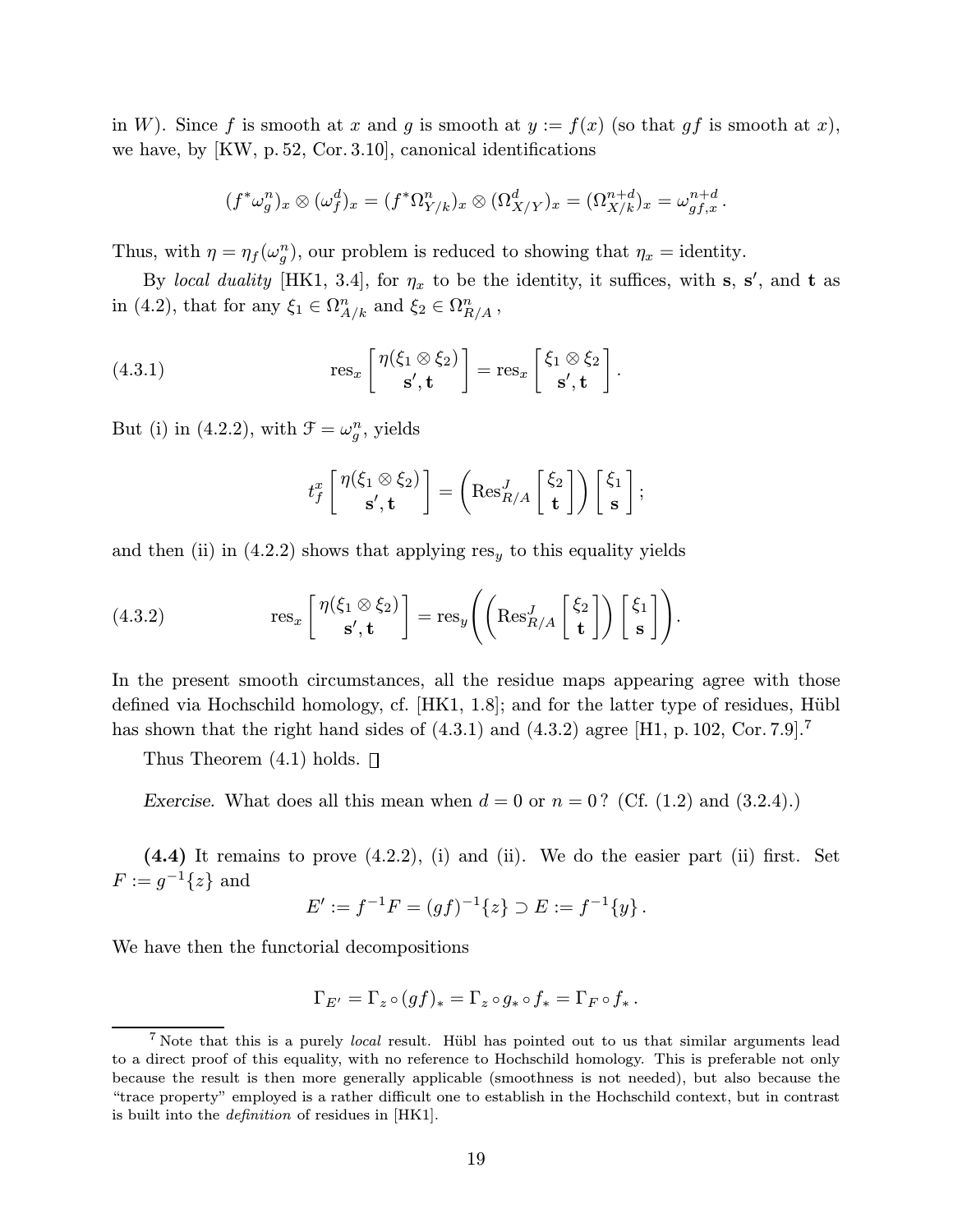in $W$). Since $f$ is smooth at $x$ and $g$ is smooth at $y := f(x)$ (so that $gf$ is smooth at $x$), we have, by [KW, p. 52, Cor. 3.10], canonical identifications

$$(f^*\omega_g^n)_x \otimes (\omega_f^d)_x = (f^*\Omega_{Y/k}^n)_x \otimes (\Omega_{X/Y}^d)_x = (\Omega_{X/k}^{n+d})_x = \omega_{gf,x}^{n+d}\,.$$

Thus, with $\eta = \eta_f(\omega_g^n)$, our problem is reduced to showing that $\eta_x =$ identity.

By *local duality* [HK1, 3.4], for $\eta_x$ to be the identity, it suffices, with $\mathbf{s}$, $\mathbf{s}'$, and $\mathbf{t}$ as in (4.2), that for any $\xi_1 \in \Omega_{A/k}^n$ and $\xi_2 \in \Omega_{R/A}^n$,

$$\text{(4.3.1)} \qquad \operatorname{res}_x \begin{bmatrix} \eta(\xi_1 \otimes \xi_2) \\ \mathbf{s}', \mathbf{t} \end{bmatrix} = \operatorname{res}_x \begin{bmatrix} \xi_1 \otimes \xi_2 \\ \mathbf{s}', \mathbf{t} \end{bmatrix}.$$

But (i) in (4.2.2), with $\mathcal{F} = \omega_g^n$, yields

$$t_f^x \begin{bmatrix} \eta(\xi_1 \otimes \xi_2) \\ \mathbf{s}', \mathbf{t} \end{bmatrix} = \left( \operatorname{Res}_{R/A}^J \begin{bmatrix} \xi_2 \\ \mathbf{t} \end{bmatrix} \right) \begin{bmatrix} \xi_1 \\ \mathbf{s} \end{bmatrix};$$

and then (ii) in (4.2.2) shows that applying $\operatorname{res}_y$ to this equality yields

$$\text{(4.3.2)} \qquad \operatorname{res}_x \begin{bmatrix} \eta(\xi_1 \otimes \xi_2) \\ \mathbf{s}', \mathbf{t} \end{bmatrix} = \operatorname{res}_y \left( \left( \operatorname{Res}_{R/A}^J \begin{bmatrix} \xi_2 \\ \mathbf{t} \end{bmatrix} \right) \begin{bmatrix} \xi_1 \\ \mathbf{s} \end{bmatrix} \right).$$

In the present smooth circumstances, all the residue maps appearing agree with those defined via Hochschild homology, cf. [HK1, 1.8]; and for the latter type of residues, Hübl has shown that the right hand sides of (4.3.1) and (4.3.2) agree [H1, p. 102, Cor. 7.9].[7]

Thus Theorem (4.1) holds. $\square$

*Exercise.* What does all this mean when $d = 0$ or $n = 0$? (Cf. (1.2) and (3.2.4).)

**(4.4)** It remains to prove (4.2.2), (i) and (ii). We do the easier part (ii) first. Set $F := g^{-1}\{z\}$ and

$$E' := f^{-1}F = (gf)^{-1}\{z\} \supset E := f^{-1}\{y\}\,.$$

We have then the functorial decompositions

$$\Gamma_{E'} = \Gamma_z \circ (gf)_* = \Gamma_z \circ g_* \circ f_* = \Gamma_F \circ f_*\,.$$

[7] Note that this is a purely *local* result. Hübl has pointed out to us that similar arguments lead to a direct proof of this equality, with no reference to Hochschild homology. This is preferable not only because the result is then more generally applicable (smoothness is not needed), but also because the "trace property" employed is a rather difficult one to establish in the Hochschild context, but in contrast is built into the *definition* of residues in [HK1].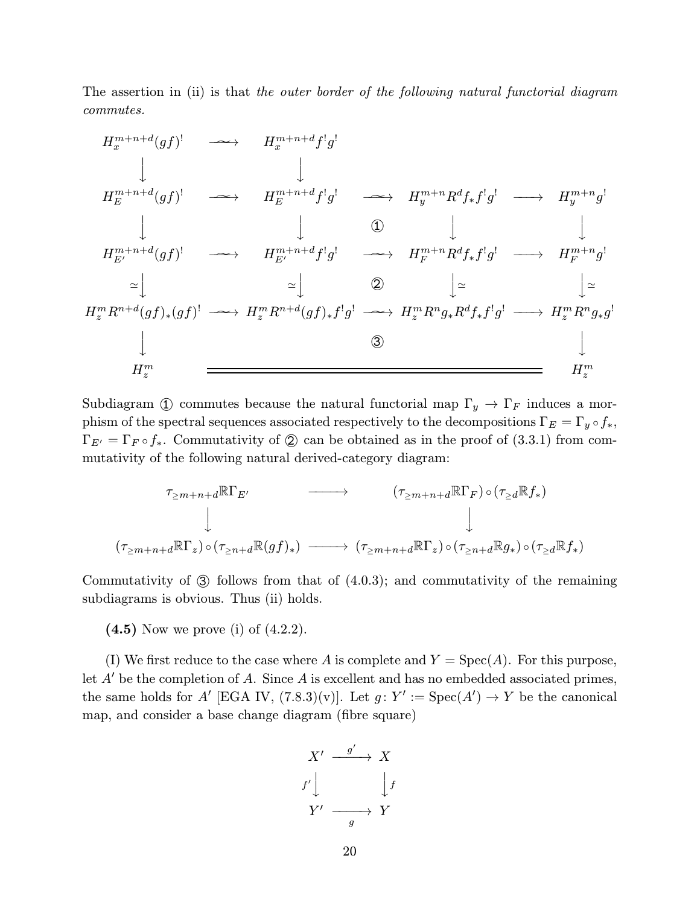The assertion in (ii) is that *the outer border of the following natural functorial diagram commutes.*

$$
\begin{array}{ccccccc}
H_x^{m+n+d}(gf)^! & \xrightarrow{\;\sim\;} & H_x^{m+n+d}f^!g^! & & & & \\
\downarrow & & \downarrow & & & & \\
H_E^{m+n+d}(gf)^! & \xrightarrow{\;\sim\;} & H_E^{m+n+d}f^!g^! & \xrightarrow{\;\sim\;} & H_y^{m+n}R^df_*f^!g^! & \longrightarrow & H_y^{m+n}g^! \\
\downarrow & & \downarrow & ① & \downarrow & & \downarrow \\
H_{E'}^{m+n+d}(gf)^! & \xrightarrow{\;\sim\;} & H_{E'}^{m+n+d}f^!g^! & \xrightarrow{\;\sim\;} & H_F^{m+n}R^df_*f^!g^! & \longrightarrow & H_F^{m+n}g^! \\
\simeq\downarrow & & \simeq\downarrow & ② & \downarrow\simeq & & \downarrow\simeq \\
H_z^mR^{n+d}(gf)_*(gf)^! & \xrightarrow{\;\sim\;} & H_z^mR^{n+d}(gf)_*f^!g^! & \xrightarrow{\;\sim\;} & H_z^mR^ng_*R^df_*f^!g^! & \longrightarrow & H_z^mR^ng_*g^! \\
\downarrow & & & ③ & & & \downarrow \\
H_z^m & & = & = & = & & H_z^m
\end{array}
$$

Subdiagram ① commutes because the natural functorial map $\Gamma_y \to \Gamma_F$ induces a morphism of the spectral sequences associated respectively to the decompositions $\Gamma_E = \Gamma_y \circ f_*$, $\Gamma_{E'} = \Gamma_F \circ f_*$. Commutativity of ② can be obtained as in the proof of (3.3.1) from commutativity of the following natural derived-category diagram:

$$
\begin{array}{ccc}
\tau_{\geq m+n+d}\mathbb{R}\Gamma_{E'} & \longrightarrow & (\tau_{\geq m+n+d}\mathbb{R}\Gamma_F)\circ(\tau_{\geq d}\mathbb{R}f_*) \\
\downarrow & & \downarrow \\
(\tau_{\geq m+n+d}\mathbb{R}\Gamma_z)\circ(\tau_{\geq n+d}\mathbb{R}(gf)_*) & \longrightarrow & (\tau_{\geq m+n+d}\mathbb{R}\Gamma_z)\circ(\tau_{\geq n+d}\mathbb{R}g_*)\circ(\tau_{\geq d}\mathbb{R}f_*)
\end{array}
$$

Commutativity of ③ follows from that of (4.0.3); and commutativity of the remaining subdiagrams is obvious. Thus (ii) holds.

**(4.5)** Now we prove (i) of (4.2.2).

(I) We first reduce to the case where $A$ is complete and $Y = \operatorname{Spec}(A)$. For this purpose, let $A'$ be the completion of $A$. Since $A$ is excellent and has no embedded associated primes, the same holds for $A'$ [EGA IV, (7.8.3)(v)]. Let $g\colon Y' := \operatorname{Spec}(A') \to Y$ be the canonical map, and consider a base change diagram (fibre square)

$$
\begin{array}{ccc}
X' & \xrightarrow{\;g'\;} & X \\
f'\downarrow & & \downarrow f \\
Y' & \xrightarrow[\;g\;]{} & Y
\end{array}
$$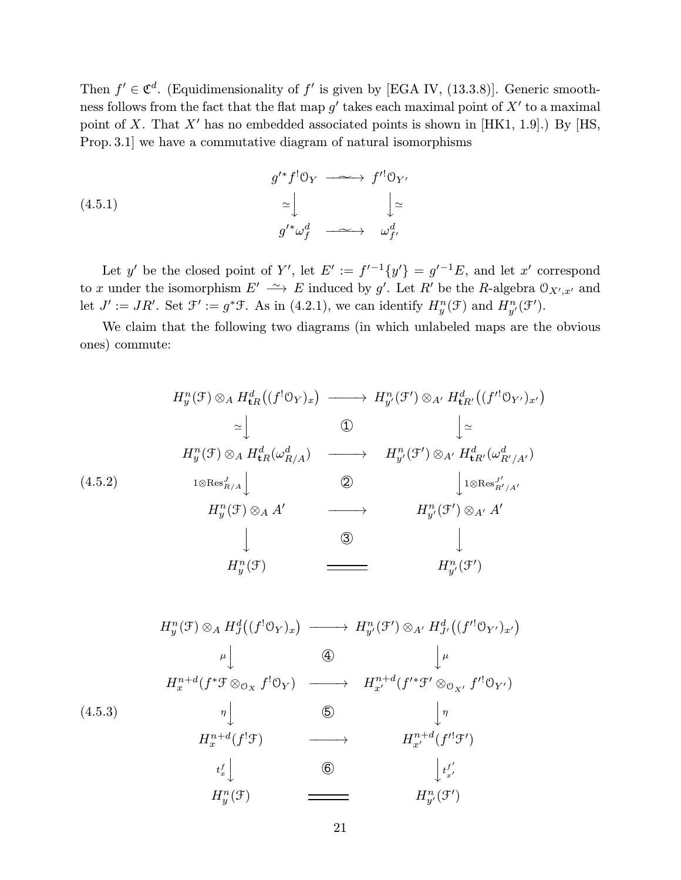Then $f' \in \mathfrak{C}^d$. (Equidimensionality of $f'$ is given by [EGA IV, (13.3.8)]. Generic smoothness follows from the fact that the flat map $g'$ takes each maximal point of $X'$ to a maximal point of $X$. That $X'$ has no embedded associated points is shown in [HK1, 1.9].) By [HS, Prop. 3.1] we have a commutative diagram of natural isomorphisms

$$
\begin{array}{ccc}
g'^*f^!\mathcal{O}_Y & \xrightarrow{\ \sim\ } & f'^!\mathcal{O}_{Y'} \\
\simeq\big\downarrow & & \big\downarrow\simeq \\
g'^*\omega_f^d & \xrightarrow{\ \sim\ } & \omega_{f'}^d
\end{array}
\tag{4.5.1}
$$

Let $y'$ be the closed point of $Y'$, let $E' := f'^{-1}\{y'\} = g'^{-1}E$, and let $x'$ correspond to $x$ under the isomorphism $E' \xrightarrow{\sim} E$ induced by $g'$. Let $R'$ be the $R$-algebra $\mathcal{O}_{X',x'}$ and let $J' := JR'$. Set $\mathcal{F}' := g^*\mathcal{F}$. As in (4.2.1), we can identify $H_y^n(\mathcal{F})$ and $H_{y'}^n(\mathcal{F}')$.

We claim that the following two diagrams (in which unlabeled maps are the obvious ones) commute:

$$
\begin{array}{ccc}
H_y^n(\mathcal{F}) \otimes_A H_{\mathbf{t}R}^d\big((f^!\mathcal{O}_Y)_x\big) & \longrightarrow & H_{y'}^n(\mathcal{F}') \otimes_{A'} H_{\mathbf{t}R'}^d\big((f'^!\mathcal{O}_{Y'})_{x'}\big) \\
\simeq\big\downarrow & ① & \big\downarrow\simeq \\
H_y^n(\mathcal{F}) \otimes_A H_{\mathbf{t}R}^d(\omega_{R/A}^d) & \longrightarrow & H_{y'}^n(\mathcal{F}') \otimes_{A'} H_{\mathbf{t}R'}^d(\omega_{R'/A'}^d) \\
{\scriptstyle 1\otimes \mathrm{Res}_{R/A}^J}\big\downarrow & ② & \big\downarrow{\scriptstyle 1\otimes \mathrm{Res}_{R'/A'}^{J'}} \\
H_y^n(\mathcal{F}) \otimes_A A' & \longrightarrow & H_{y'}^n(\mathcal{F}') \otimes_{A'} A' \\
\big\downarrow & ③ & \big\downarrow \\
H_y^n(\mathcal{F}) & = & H_{y'}^n(\mathcal{F}')
\end{array}
\tag{4.5.2}
$$

$$
\begin{array}{ccc}
H_y^n(\mathcal{F}) \otimes_A H_J^d\big((f^!\mathcal{O}_Y)_x\big) & \longrightarrow & H_{y'}^n(\mathcal{F}') \otimes_{A'} H_{J'}^d\big((f'^!\mathcal{O}_{Y'})_{x'}\big) \\
\mu\big\downarrow & ④ & \big\downarrow\mu \\
H_x^{n+d}(f^*\mathcal{F} \otimes_{\mathcal{O}_X} f^!\mathcal{O}_Y) & \longrightarrow & H_{x'}^{n+d}(f'^*\mathcal{F}' \otimes_{\mathcal{O}_{X'}} f'^!\mathcal{O}_{Y'}) \\
\eta\big\downarrow & ⑤ & \big\downarrow\eta \\
H_x^{n+d}(f^!\mathcal{F}) & \longrightarrow & H_{x'}^{n+d}(f'^!\mathcal{F}') \\
t_x^f\big\downarrow & ⑥ & \big\downarrow t_{x'}^{f'} \\
H_y^n(\mathcal{F}) & = & H_{y'}^n(\mathcal{F}')
\end{array}
\tag{4.5.3}
$$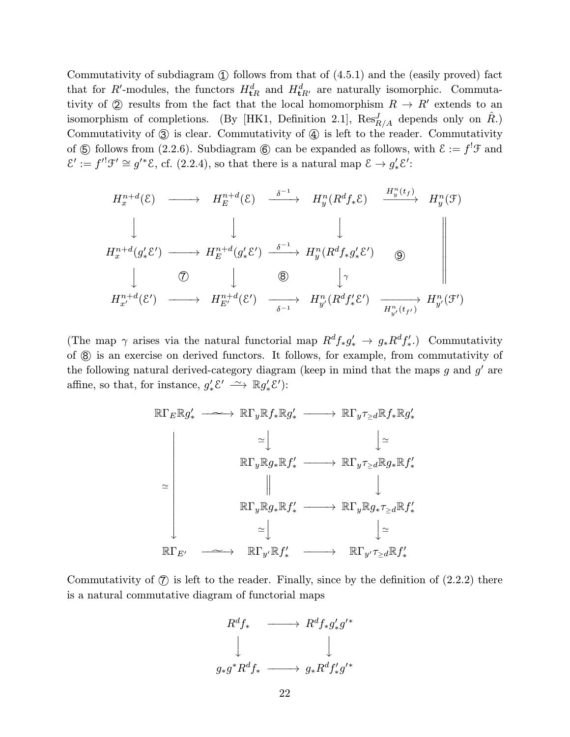Commutativity of subdiagram ① follows from that of (4.5.1) and the (easily proved) fact that for $R'$-modules, the functors $H^d_{\mathbf{t}R}$ and $H^d_{\mathbf{t}R'}$ are naturally isomorphic. Commutativity of ② results from the fact that the local homomorphism $R \to R'$ extends to an isomorphism of completions. (By [HK1, Definition 2.1], $\operatorname{Res}^J_{R/A}$ depends only on $\hat{R}$.) Commutativity of ③ is clear. Commutativity of ④ is left to the reader. Commutativity of ⑤ follows from (2.2.6). Subdiagram ⑥ can be expanded as follows, with $\mathcal{E} := f^!\mathcal{F}$ and $\mathcal{E}' := f'^!\mathcal{F}' \cong g'^*\mathcal{E}$, cf. (2.2.4), so that there is a natural map $\mathcal{E} \to g'_*\mathcal{E}'$:

$$
\begin{array}{ccccccc}
H^{n+d}_x(\mathcal{E}) & \longrightarrow & H^{n+d}_E(\mathcal{E}) & \xrightarrow{\delta^{-1}} & H^n_y(R^d f_*\mathcal{E}) & \xrightarrow{H^n_y(t_f)} & H^n_y(\mathcal{F}) \\
\downarrow & & \downarrow & & \downarrow & & \| \\
H^{n+d}_x(g'_*\mathcal{E}') & \longrightarrow & H^{n+d}_E(g'_*\mathcal{E}') & \xrightarrow{\delta^{-1}} & H^n_y(R^d f_* g'_*\mathcal{E}') & ⑨ & \| \\
\downarrow & ⑦ & \downarrow & ⑧ & \downarrow \gamma & & \| \\
H^{n+d}_{x'}(\mathcal{E}') & \longrightarrow & H^{n+d}_{E'}(\mathcal{E}') & \xrightarrow[\delta^{-1}]{} & H^n_{y'}(R^d f'_*\mathcal{E}') & \xrightarrow[H^n_{y'}(t_{f'})]{} & H^n_{y'}(\mathcal{F}')
\end{array}
$$

(The map $\gamma$ arises via the natural functorial map $R^d f_* g'_* \to g_* R^d f'_*$.) Commutativity of ⑧ is an exercise on derived functors. It follows, for example, from commutativity of the following natural derived-category diagram (keep in mind that the maps $g$ and $g'$ are affine, so that, for instance, $g'_*\mathcal{E}' \xrightarrow{\sim} \mathbb{R}g'_*\mathcal{E}'$):

$$
\begin{array}{ccccc}
\mathbb{R}\Gamma_E \mathbb{R}g'_* & \xrightarrow{\sim} & \mathbb{R}\Gamma_y \mathbb{R}f_* \mathbb{R}g'_* & \longrightarrow & \mathbb{R}\Gamma_y \tau_{\ge d} \mathbb{R}f_* \mathbb{R}g'_* \\
 & & \downarrow \simeq & & \downarrow \simeq \\
 & & \mathbb{R}\Gamma_y \mathbb{R}g_* \mathbb{R}f'_* & \longrightarrow & \mathbb{R}\Gamma_y \tau_{\ge d} \mathbb{R}g_* \mathbb{R}f'_* \\
\simeq \downarrow & & \| & & \downarrow \\
 & & \mathbb{R}\Gamma_y \mathbb{R}g_* \mathbb{R}f'_* & \longrightarrow & \mathbb{R}\Gamma_y \mathbb{R}g_* \tau_{\ge d} \mathbb{R}f'_* \\
 & & \downarrow \simeq & & \downarrow \simeq \\
\mathbb{R}\Gamma_{E'} & \xrightarrow{\sim} & \mathbb{R}\Gamma_{y'} \mathbb{R}f'_* & \longrightarrow & \mathbb{R}\Gamma_{y'} \tau_{\ge d} \mathbb{R}f'_*
\end{array}
$$

Commutativity of ⑦ is left to the reader. Finally, since by the definition of (2.2.2) there is a natural commutative diagram of functorial maps

$$
\begin{array}{ccc}
R^d f_* & \longrightarrow & R^d f_* g'_* g'^* \\
\downarrow & & \downarrow \\
g_* g^* R^d f_* & \longrightarrow & g_* R^d f'_* g'^*
\end{array}
$$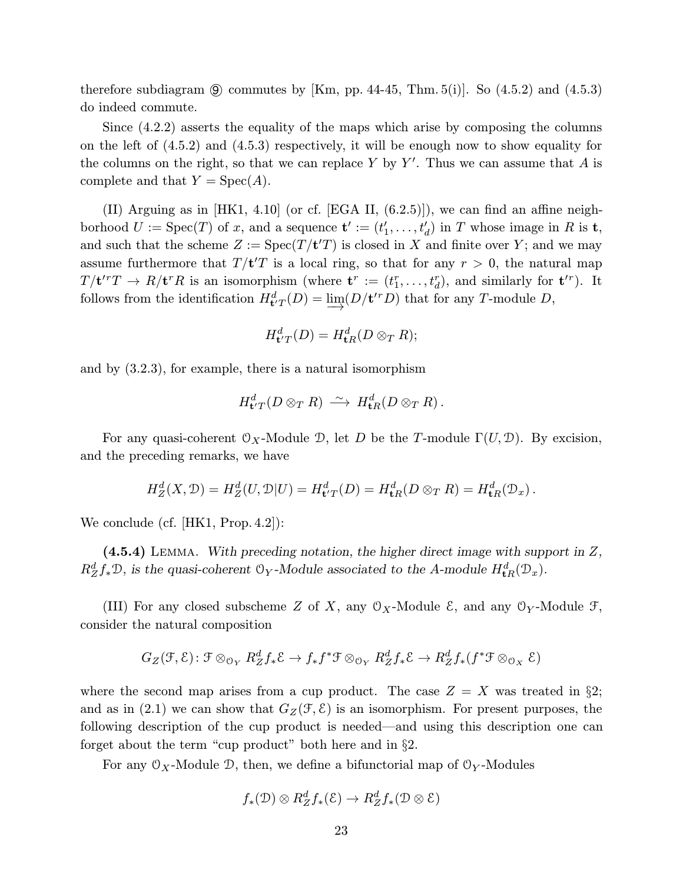therefore subdiagram ⑨ commutes by [Km, pp. 44-45, Thm. 5(i)]. So (4.5.2) and (4.5.3) do indeed commute.

Since (4.2.2) asserts the equality of the maps which arise by composing the columns on the left of (4.5.2) and (4.5.3) respectively, it will be enough now to show equality for the columns on the right, so that we can replace $Y$ by $Y'$. Thus we can assume that $A$ is complete and that $Y = \mathrm{Spec}(A)$.

(II) Arguing as in [HK1, 4.10] (or cf. [EGA II, (6.2.5)]), we can find an affine neighborhood $U := \mathrm{Spec}(T)$ of $x$, and a sequence $\mathbf{t}' := (t'_1, \dots, t'_d)$ in $T$ whose image in $R$ is $\mathbf{t}$, and such that the scheme $Z := \mathrm{Spec}(T/\mathbf{t}'T)$ is closed in $X$ and finite over $Y$; and we may assume furthermore that $T/\mathbf{t}'T$ is a local ring, so that for any $r > 0$, the natural map $T/\mathbf{t}'^r T \to R/\mathbf{t}^r R$ is an isomorphism (where $\mathbf{t}^r := (t_1^r, \dots, t_d^r)$, and similarly for $\mathbf{t}'^r$). It follows from the identification $H^d_{\mathbf{t}'T}(D) = \varinjlim (D/\mathbf{t}'^r D)$ that for any $T$-module $D$,

$$H^d_{\mathbf{t}'T}(D) = H^d_{\mathbf{t}R}(D \otimes_T R);$$

and by (3.2.3), for example, there is a natural isomorphism

$$H^d_{\mathbf{t}'T}(D \otimes_T R) \xrightarrow{\ \sim\ } H^d_{\mathbf{t}R}(D \otimes_T R)\,.$$

For any quasi-coherent $\mathcal{O}_X$-Module $\mathcal{D}$, let $D$ be the $T$-module $\Gamma(U, \mathcal{D})$. By excision, and the preceding remarks, we have

$$H^d_Z(X, \mathcal{D}) = H^d_Z(U, \mathcal{D}|U) = H^d_{\mathbf{t}'T}(D) = H^d_{\mathbf{t}R}(D \otimes_T R) = H^d_{\mathbf{t}R}(\mathcal{D}_x)\,.$$

We conclude (cf. [HK1, Prop. 4.2]):

**(4.5.4)** LEMMA. *With preceding notation, the higher direct image with support in $Z$, $R^d_Z f_* \mathcal{D}$, is the quasi-coherent $\mathcal{O}_Y$-Module associated to the $A$-module $H^d_{\mathbf{t}R}(\mathcal{D}_x)$.*

(III) For any closed subscheme $Z$ of $X$, any $\mathcal{O}_X$-Module $\mathcal{E}$, and any $\mathcal{O}_Y$-Module $\mathcal{F}$, consider the natural composition

$$G_Z(\mathcal{F}, \mathcal{E})\colon \mathcal{F} \otimes_{\mathcal{O}_Y} R^d_Z f_* \mathcal{E} \to f_* f^* \mathcal{F} \otimes_{\mathcal{O}_Y} R^d_Z f_* \mathcal{E} \to R^d_Z f_*(f^* \mathcal{F} \otimes_{\mathcal{O}_X} \mathcal{E})$$

where the second map arises from a cup product. The case $Z = X$ was treated in §2; and as in (2.1) we can show that $G_Z(\mathcal{F}, \mathcal{E})$ is an isomorphism. For present purposes, the following description of the cup product is needed—and using this description one can forget about the term "cup product" both here and in §2.

For any $\mathcal{O}_X$-Module $\mathcal{D}$, then, we define a bifunctorial map of $\mathcal{O}_Y$-Modules

$$f_*(\mathcal{D}) \otimes R^d_Z f_*(\mathcal{E}) \to R^d_Z f_*(\mathcal{D} \otimes \mathcal{E})$$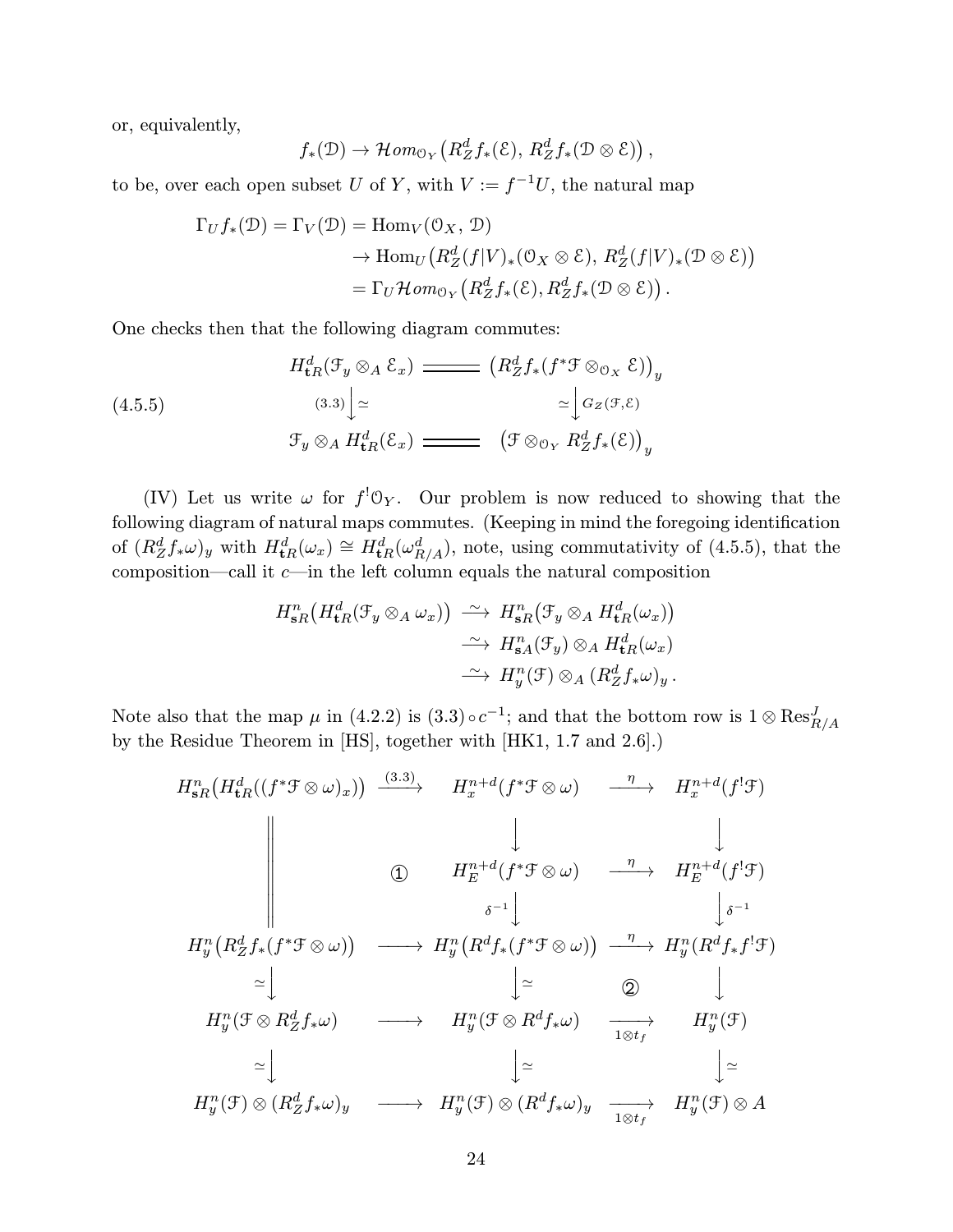or, equivalently,

$$f_*(\mathcal{D}) \to \mathcal{H}om_{\mathcal{O}_Y}\big(R^d_Z f_*(\mathcal{E}),\, R^d_Z f_*(\mathcal{D}\otimes\mathcal{E})\big)\,,$$

to be, over each open subset $U$ of $Y$, with $V := f^{-1}U$, the natural map

$$\begin{aligned}
\Gamma_U f_*(\mathcal{D}) = \Gamma_V(\mathcal{D}) &= \mathrm{Hom}_V(\mathcal{O}_X,\, \mathcal{D})\\
&\to \mathrm{Hom}_U\big(R^d_Z(f|V)_*(\mathcal{O}_X\otimes\mathcal{E}),\, R^d_Z(f|V)_*(\mathcal{D}\otimes\mathcal{E})\big)\\
&= \Gamma_U\mathcal{H}om_{\mathcal{O}_Y}\big(R^d_Z f_*(\mathcal{E}), R^d_Z f_*(\mathcal{D}\otimes\mathcal{E})\big)\,.
\end{aligned}$$

One checks then that the following diagram commutes:

$$\begin{array}{ccc}
H^d_{\mathbf{t}R}(\mathcal{F}_y\otimes_A \mathcal{E}_x) & = & \big(R^d_Z f_*(f^*\mathcal{F}\otimes_{\mathcal{O}_X}\mathcal{E})\big)_y\\
{\scriptstyle (3.3)}\big\downarrow \simeq & & \simeq\big\downarrow {\scriptstyle G_Z(\mathcal{F},\mathcal{E})}\\
\mathcal{F}_y\otimes_A H^d_{\mathbf{t}R}(\mathcal{E}_x) & = & \big(\mathcal{F}\otimes_{\mathcal{O}_Y} R^d_Z f_*(\mathcal{E})\big)_y
\end{array}\tag{4.5.5}$$

(IV) Let us write $\omega$ for $f^!\mathcal{O}_Y$. Our problem is now reduced to showing that the following diagram of natural maps commutes. (Keeping in mind the foregoing identification of $(R^d_Z f_*\omega)_y$ with $H^d_{\mathbf{t}R}(\omega_x)\cong H^d_{\mathbf{t}R}(\omega^d_{R/A})$, note, using commutativity of (4.5.5), that the composition—call it $c$—in the left column equals the natural composition

$$\begin{aligned}
H^n_{\mathbf{s}R}\big(H^d_{\mathbf{t}R}(\mathcal{F}_y\otimes_A\omega_x)\big) &\xrightarrow{\ \sim\ } H^n_{\mathbf{s}R}\big(\mathcal{F}_y\otimes_A H^d_{\mathbf{t}R}(\omega_x)\big)\\
&\xrightarrow{\ \sim\ } H^n_{\mathbf{s}A}(\mathcal{F}_y)\otimes_A H^d_{\mathbf{t}R}(\omega_x)\\
&\xrightarrow{\ \sim\ } H^n_y(\mathcal{F})\otimes_A (R^d_Z f_*\omega)_y\,.
\end{aligned}$$

Note also that the map $\mu$ in (4.2.2) is $(3.3)\circ c^{-1}$; and that the bottom row is $1\otimes\mathrm{Res}^J_{R/A}$ by the Residue Theorem in [HS], together with [HK1, 1.7 and 2.6].)

$$\begin{array}{ccccc}
H^n_{\mathbf{s}R}\big(H^d_{\mathbf{t}R}((f^*\mathcal{F}\otimes\omega)_x)\big) & \xrightarrow{(3.3)} & H^{n+d}_x(f^*\mathcal{F}\otimes\omega) & \xrightarrow{\ \eta\ } & H^{n+d}_x(f^!\mathcal{F})\\
\Big\| & & \big\downarrow & & \big\downarrow\\
\Big\| & ① & H^{n+d}_E(f^*\mathcal{F}\otimes\omega) & \xrightarrow{\ \eta\ } & H^{n+d}_E(f^!\mathcal{F})\\
\Big\| & & {\scriptstyle\delta^{-1}}\big\downarrow & & \big\downarrow{\scriptstyle\delta^{-1}}\\
H^n_y\big(R^d_Z f_*(f^*\mathcal{F}\otimes\omega)\big) & \longrightarrow & H^n_y\big(R^d f_*(f^*\mathcal{F}\otimes\omega)\big) & \xrightarrow{\ \eta\ } & H^n_y(R^d f_* f^!\mathcal{F})\\
\simeq\big\downarrow & & \big\downarrow\simeq & ② & \big\downarrow\\
H^n_y(\mathcal{F}\otimes R^d_Z f_*\omega) & \longrightarrow & H^n_y(\mathcal{F}\otimes R^d f_*\omega) & \xrightarrow[1\otimes t_f]{} & H^n_y(\mathcal{F})\\
\simeq\big\downarrow & & \big\downarrow\simeq & & \big\downarrow\simeq\\
H^n_y(\mathcal{F})\otimes(R^d_Z f_*\omega)_y & \longrightarrow & H^n_y(\mathcal{F})\otimes(R^d f_*\omega)_y & \xrightarrow[1\otimes t_f]{} & H^n_y(\mathcal{F})\otimes A
\end{array}$$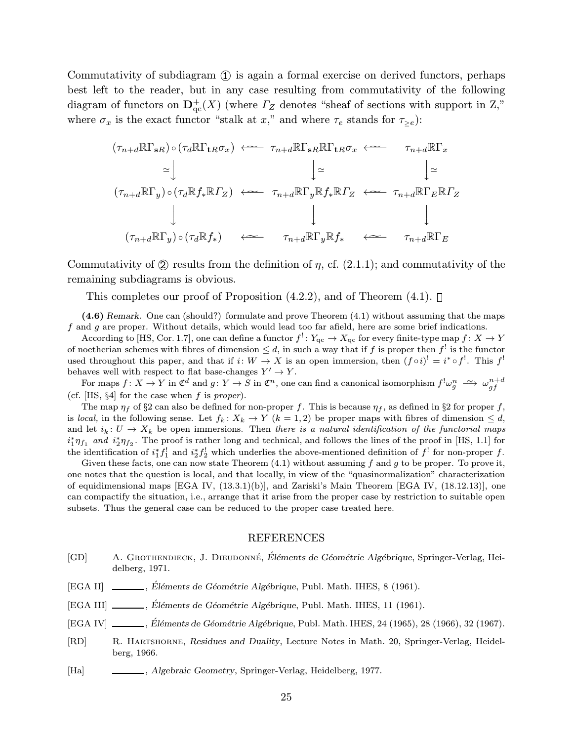Commutativity of subdiagram ① is again a formal exercise on derived functors, perhaps best left to the reader, but in any case resulting from commutativity of the following diagram of functors on $\mathbf{D}^+_{\mathrm{qc}}(X)$ (where $\mathit{\Gamma}_Z$ denotes "sheaf of sections with support in Z," where $\sigma_x$ is the exact functor "stalk at $x$," and where $\tau_e$ stands for $\tau_{\geq e}$):

$$
\begin{array}{ccccc}
(\tau_{n+d}\mathbb{R}\Gamma_{\mathbf{s}R})\circ(\tau_d\mathbb{R}\Gamma_{\mathbf{t}R}\sigma_x) & \longleftarrow & \tau_{n+d}\mathbb{R}\Gamma_{\mathbf{s}R}\mathbb{R}\Gamma_{\mathbf{t}R}\sigma_x & \longleftarrow & \tau_{n+d}\mathbb{R}\Gamma_x \\
\simeq\big\downarrow & & \big\downarrow\simeq & & \big\downarrow\simeq \\
(\tau_{n+d}\mathbb{R}\Gamma_y)\circ(\tau_d\mathbb{R}f_*\mathbb{R}\mathit{\Gamma}_Z) & \longleftarrow & \tau_{n+d}\mathbb{R}\Gamma_y\mathbb{R}f_*\mathbb{R}\mathit{\Gamma}_Z & \longleftarrow & \tau_{n+d}\mathbb{R}\Gamma_E\mathbb{R}\mathit{\Gamma}_Z \\
\big\downarrow & & \big\downarrow & & \big\downarrow \\
(\tau_{n+d}\mathbb{R}\Gamma_y)\circ(\tau_d\mathbb{R}f_*) & \longleftarrow & \tau_{n+d}\mathbb{R}\Gamma_y\mathbb{R}f_* & \longleftarrow & \tau_{n+d}\mathbb{R}\Gamma_E
\end{array}
$$

Commutativity of ② results from the definition of $\eta$, cf. (2.1.1); and commutativity of the remaining subdiagrams is obvious.

This completes our proof of Proposition (4.2.2), and of Theorem (4.1). $\square$

**(4.6)** *Remark.* One can (should?) formulate and prove Theorem (4.1) without assuming that the maps $f$ and $g$ are proper. Without details, which would lead too far afield, here are some brief indications.

According to [HS, Cor. 1.7], one can define a functor $f^!\colon Y_{\mathrm{qc}} \to X_{\mathrm{qc}}$ for every finite-type map $f\colon X \to Y$ of noetherian schemes with fibres of dimension $\leq d$, in such a way that if $f$ is proper then $f^!$ is the functor used throughout this paper, and that if $i\colon W \to X$ is an open immersion, then $(f\circ i)^! = i^*\circ f^!$. This $f^!$ behaves well with respect to flat base-changes $Y' \to Y$.

For maps $f\colon X \to Y$ in $\mathfrak{C}^d$ and $g\colon Y \to S$ in $\mathfrak{C}^n$, one can find a canonical isomorphism $f^!\omega_g^n \xrightarrow{\sim} \omega_{gf}^{n+d}$ (cf. [HS, §4] for the case when $f$ is *proper*).

The map $\eta_f$ of §2 can also be defined for non-proper $f$. This is because $\eta_f$, as defined in §2 for proper $f$, is *local,* in the following sense. Let $f_k\colon X_k \to Y$ $(k = 1, 2)$ be proper maps with fibres of dimension $\leq d$, and let $i_k\colon U \to X_k$ be open immersions. Then *there is a natural identification of the functorial maps* $i_1^*\eta_{f_1}$ *and* $i_2^*\eta_{f_2}$. The proof is rather long and technical, and follows the lines of the proof in [HS, 1.1] for the identification of $i_1^*f_1^!$ and $i_2^*f_2^!$ which underlies the above-mentioned definition of $f^!$ for non-proper $f$.

Given these facts, one can now state Theorem (4.1) without assuming $f$ and $g$ to be proper. To prove it, one notes that the question is local, and that locally, in view of the "quasinormalization" characterization of equidimensional maps [EGA IV, (13.3.1)(b)], and Zariski's Main Theorem [EGA IV, (18.12.13)], one can compactify the situation, i.e., arrange that it arise from the proper case by restriction to suitable open subsets. Thus the general case can be reduced to the proper case treated here.

## REFERENCES

[GD] A. Grothendieck, J. Dieudonné, *Éléments de Géométrie Algébrique*, Springer-Verlag, Heidelberg, 1971.

[EGA II] ———, *Éléments de Géométrie Algébrique*, Publ. Math. IHES, 8 (1961).

[EGA III] ———, *Éléments de Géométrie Algébrique*, Publ. Math. IHES, 11 (1961).

[EGA IV] ———, *Éléments de Géométrie Algébrique*, Publ. Math. IHES, 24 (1965), 28 (1966), 32 (1967).

[RD] R. Hartshorne, *Residues and Duality*, Lecture Notes in Math. 20, Springer-Verlag, Heidelberg, 1966.

[Ha] ———, *Algebraic Geometry*, Springer-Verlag, Heidelberg, 1977.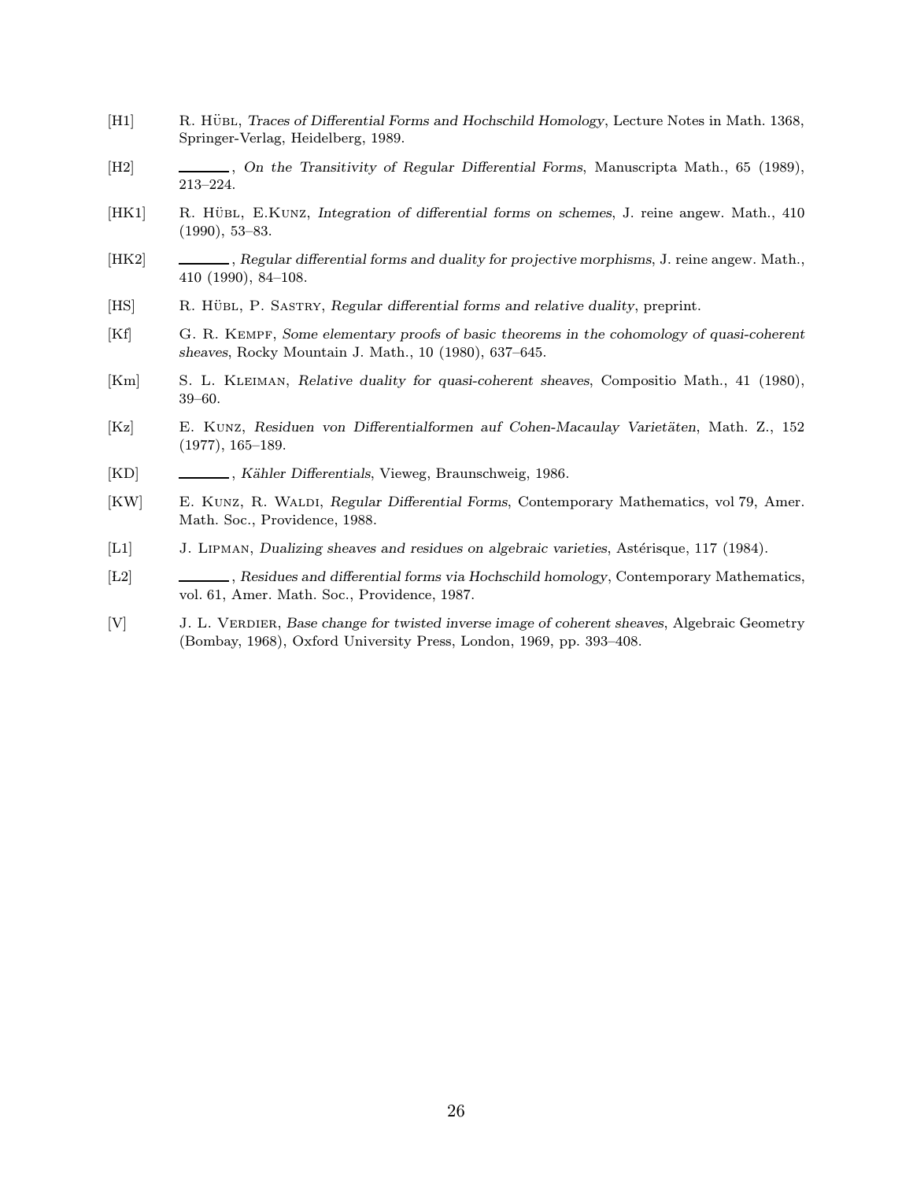[H1] R. Hübl, *Traces of Differential Forms and Hochschild Homology*, Lecture Notes in Math. 1368, Springer-Verlag, Heidelberg, 1989.

[H2] ———, *On the Transitivity of Regular Differential Forms*, Manuscripta Math., 65 (1989), 213–224.

[HK1] R. Hübl, E.Kunz, *Integration of differential forms on schemes*, J. reine angew. Math., 410 (1990), 53–83.

[HK2] ———, *Regular differential forms and duality for projective morphisms*, J. reine angew. Math., 410 (1990), 84–108.

[HS] R. Hübl, P. Sastry, *Regular differential forms and relative duality*, preprint.

[Kf] G. R. Kempf, *Some elementary proofs of basic theorems in the cohomology of quasi-coherent sheaves*, Rocky Mountain J. Math., 10 (1980), 637–645.

[Km] S. L. Kleiman, *Relative duality for quasi-coherent sheaves*, Compositio Math., 41 (1980), 39–60.

[Kz] E. Kunz, *Residuen von Differentialformen auf Cohen-Macaulay Varietäten*, Math. Z., 152 (1977), 165–189.

[KD] ———, *Kähler Differentials*, Vieweg, Braunschweig, 1986.

[KW] E. Kunz, R. Waldi, *Regular Differential Forms*, Contemporary Mathematics, vol 79, Amer. Math. Soc., Providence, 1988.

[L1] J. Lipman, *Dualizing sheaves and residues on algebraic varieties*, Astérisque, 117 (1984).

[Ł2] ———, *Residues and differential forms via Hochschild homology*, Contemporary Mathematics, vol. 61, Amer. Math. Soc., Providence, 1987.

[V] J. L. Verdier, *Base change for twisted inverse image of coherent sheaves*, Algebraic Geometry (Bombay, 1968), Oxford University Press, London, 1969, pp. 393–408.